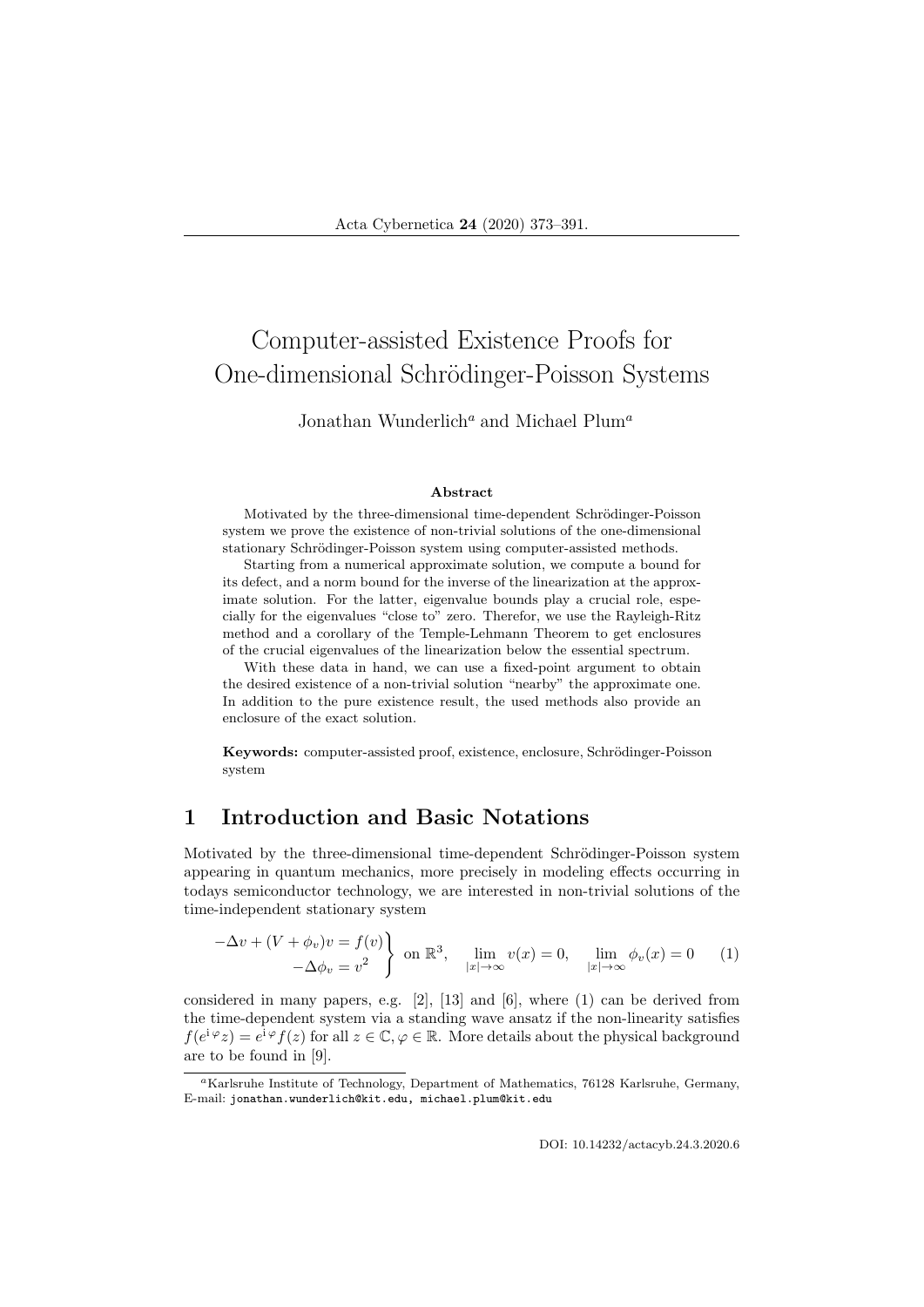# Computer-assisted Existence Proofs for One-dimensional Schrödinger-Poisson Systems

Jonathan Wunderlich[a] and Michael Plum[a]

### Abstract

Motivated by the three-dimensional time-dependent Schrödinger-Poisson system we prove the existence of non-trivial solutions of the one-dimensional stationary Schrödinger-Poisson system using computer-assisted methods.

Starting from a numerical approximate solution, we compute a bound for its defect, and a norm bound for the inverse of the linearization at the approximate solution. For the latter, eigenvalue bounds play a crucial role, especially for the eigenvalues "close to" zero. Therefor, we use the Rayleigh-Ritz method and a corollary of the Temple-Lehmann Theorem to get enclosures of the crucial eigenvalues of the linearization below the essential spectrum.

With these data in hand, we can use a fixed-point argument to obtain the desired existence of a non-trivial solution "nearby" the approximate one. In addition to the pure existence result, the used methods also provide an enclosure of the exact solution.

**Keywords:** computer-assisted proof, existence, enclosure, Schrödinger-Poisson system

## 1 Introduction and Basic Notations

Motivated by the three-dimensional time-dependent Schrödinger-Poisson system appearing in quantum mechanics, more precisely in modeling effects occurring in todays semiconductor technology, we are interested in non-trivial solutions of the time-independent stationary system

$$\left.\begin{aligned} -\Delta v + (V + \phi_v)v &= f(v) \\ -\Delta \phi_v &= v^2 \end{aligned}\right\} \text{ on } \mathbb{R}^3, \quad \lim_{|x|\to\infty} v(x) = 0, \quad \lim_{|x|\to\infty} \phi_v(x) = 0 \qquad (1)$$

considered in many papers, e.g. [2], [13] and [6], where (1) can be derived from the time-dependent system via a standing wave ansatz if the non-linearity satisfies $f(e^{\mathrm{i}\varphi}z) = e^{\mathrm{i}\varphi}f(z)$ for all $z \in \mathbb{C}, \varphi \in \mathbb{R}$. More details about the physical background are to be found in [9].

---

[a] Karlsruhe Institute of Technology, Department of Mathematics, 76128 Karlsruhe, Germany, E-mail: jonathan.wunderlich@kit.edu, michael.plum@kit.edu

DOI: 10.14232/actacyb.24.3.2020.6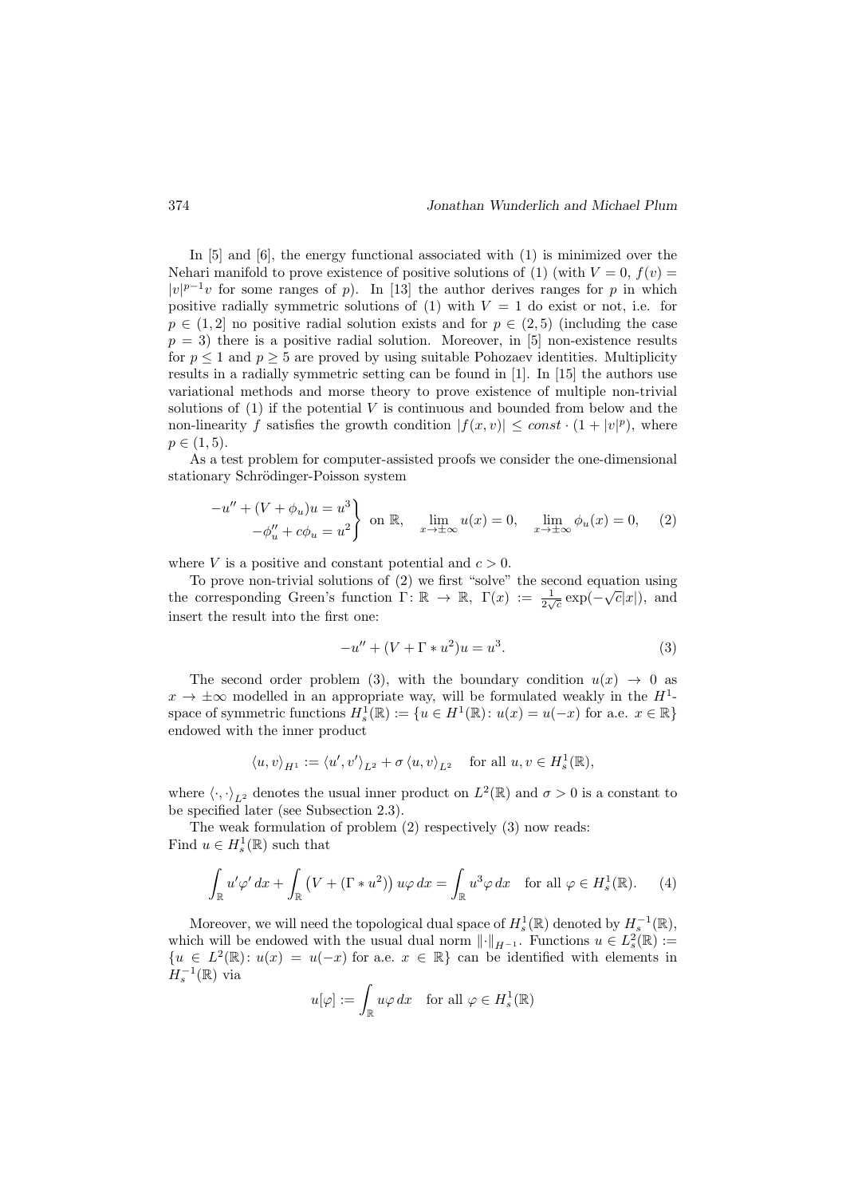In [5] and [6], the energy functional associated with (1) is minimized over the Nehari manifold to prove existence of positive solutions of (1) (with $V = 0$, $f(v) = |v|^{p-1}v$ for some ranges of $p$). In [13] the author derives ranges for $p$ in which positive radially symmetric solutions of (1) with $V = 1$ do exist or not, i.e. for $p \in (1, 2]$ no positive radial solution exists and for $p \in (2, 5)$ (including the case $p = 3$) there is a positive radial solution. Moreover, in [5] non-existence results for $p \leq 1$ and $p \geq 5$ are proved by using suitable Pohozaev identities. Multiplicity results in a radially symmetric setting can be found in [1]. In [15] the authors use variational methods and morse theory to prove existence of multiple non-trivial solutions of (1) if the potential $V$ is continuous and bounded from below and the non-linearity $f$ satisfies the growth condition $|f(x, v)| \leq const \cdot (1 + |v|^p)$, where $p \in (1, 5)$.

As a test problem for computer-assisted proofs we consider the one-dimensional stationary Schrödinger-Poisson system

$$\left.\begin{aligned} -u'' + (V + \phi_u)u = u^3 \\ -\phi_u'' + c\phi_u = u^2 \end{aligned}\right\} \text{ on } \mathbb{R}, \quad \lim_{x\to\pm\infty} u(x) = 0, \quad \lim_{x\to\pm\infty} \phi_u(x) = 0, \qquad (2)$$

where $V$ is a positive and constant potential and $c > 0$.

To prove non-trivial solutions of (2) we first "solve" the second equation using the corresponding Green's function $\Gamma\colon \mathbb{R} \to \mathbb{R}$, $\Gamma(x) := \frac{1}{2\sqrt{c}} \exp(-\sqrt{c}|x|)$, and insert the result into the first one:

$$-u'' + (V + \Gamma * u^2)u = u^3. \qquad (3)$$

The second order problem (3), with the boundary condition $u(x) \to 0$ as $x \to \pm\infty$ modelled in an appropriate way, will be formulated weakly in the $H^1$-space of symmetric functions $H^1_s(\mathbb{R}) := \{u \in H^1(\mathbb{R})\colon u(x) = u(-x) \text{ for a.e. } x \in \mathbb{R}\}$ endowed with the inner product

$$\langle u, v\rangle_{H^1} := \langle u', v'\rangle_{L^2} + \sigma \langle u, v\rangle_{L^2} \quad \text{for all } u, v \in H^1_s(\mathbb{R}),$$

where $\langle \cdot, \cdot\rangle_{L^2}$ denotes the usual inner product on $L^2(\mathbb{R})$ and $\sigma > 0$ is a constant to be specified later (see Subsection 2.3).

The weak formulation of problem (2) respectively (3) now reads:
Find $u \in H^1_s(\mathbb{R})$ such that

$$\int_{\mathbb{R}} u'\varphi' \, dx + \int_{\mathbb{R}} \left(V + (\Gamma * u^2)\right) u\varphi \, dx = \int_{\mathbb{R}} u^3\varphi \, dx \quad \text{for all } \varphi \in H^1_s(\mathbb{R}). \qquad (4)$$

Moreover, we will need the topological dual space of $H^1_s(\mathbb{R})$ denoted by $H^{-1}_s(\mathbb{R})$, which will be endowed with the usual dual norm $\|\cdot\|_{H^{-1}}$. Functions $u \in L^2_s(\mathbb{R}) := \{u \in L^2(\mathbb{R})\colon u(x) = u(-x) \text{ for a.e. } x \in \mathbb{R}\}$ can be identified with elements in $H^{-1}_s(\mathbb{R})$ via

$$u[\varphi] := \int_{\mathbb{R}} u\varphi \, dx \quad \text{for all } \varphi \in H^1_s(\mathbb{R})$$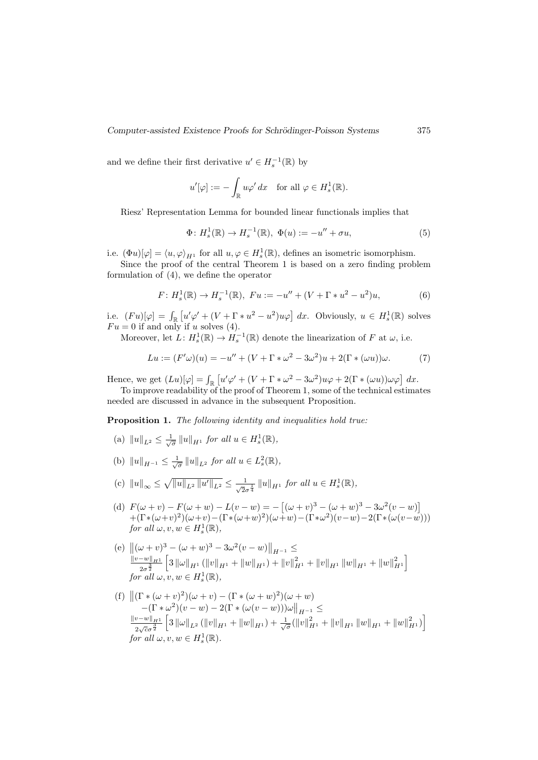and we define their first derivative $u' \in H_s^{-1}(\mathbb{R})$ by

$$u'[\varphi] := -\int_{\mathbb{R}} u\varphi' \, dx \quad \text{for all } \varphi \in H_s^1(\mathbb{R}).$$

Riesz' Representation Lemma for bounded linear functionals implies that

$$\Phi\colon H_s^1(\mathbb{R}) \to H_s^{-1}(\mathbb{R}),\ \Phi(u) := -u'' + \sigma u, \tag{5}$$

i.e. $(\Phi u)[\varphi] = \langle u, \varphi \rangle_{H^1}$ for all $u, \varphi \in H_s^1(\mathbb{R})$, defines an isometric isomorphism.

Since the proof of the central Theorem 1 is based on a zero finding problem formulation of (4), we define the operator

$$F\colon H_s^1(\mathbb{R}) \to H_s^{-1}(\mathbb{R}),\ Fu := -u'' + (V + \Gamma * u^2 - u^2)u, \tag{6}$$

i.e. $(Fu)[\varphi] = \int_{\mathbb{R}} \left[ u'\varphi' + (V + \Gamma * u^2 - u^2)u\varphi \right] dx$. Obviously, $u \in H_s^1(\mathbb{R})$ solves $Fu = 0$ if and only if $u$ solves (4).

Moreover, let $L\colon H_s^1(\mathbb{R}) \to H_s^{-1}(\mathbb{R})$ denote the linearization of $F$ at $\omega$, i.e.

$$Lu := (F'\omega)(u) = -u'' + (V + \Gamma * \omega^2 - 3\omega^2)u + 2(\Gamma * (\omega u))\omega. \tag{7}$$

Hence, we get $(Lu)[\varphi] = \int_{\mathbb{R}} \left[ u'\varphi' + (V + \Gamma * \omega^2 - 3\omega^2)u\varphi + 2(\Gamma * (\omega u))\omega\varphi \right] dx$.

To improve readability of the proof of Theorem 1, some of the technical estimates needed are discussed in advance in the subsequent Proposition.

**Proposition 1.** *The following identity and inequalities hold true:*

(a) $\|u\|_{L^2} \leq \frac{1}{\sqrt{\sigma}} \|u\|_{H^1}$ *for all* $u \in H_s^1(\mathbb{R})$,

(b) $\|u\|_{H^{-1}} \leq \frac{1}{\sqrt{\sigma}} \|u\|_{L^2}$ *for all* $u \in L_s^2(\mathbb{R})$,

(c) $\|u\|_\infty \leq \sqrt{\|u\|_{L^2} \|u'\|_{L^2}} \leq \frac{1}{\sqrt{2}\sigma^{\frac{1}{4}}} \|u\|_{H^1}$ *for all* $u \in H_s^1(\mathbb{R})$,

(d) $F(\omega+v) - F(\omega+w) - L(v-w) = -\left[(\omega+v)^3 - (\omega+w)^3 - 3\omega^2(v-w)\right] + (\Gamma*(\omega+v)^2)(\omega+v) - (\Gamma*(\omega+w)^2)(\omega+w) - (\Gamma*\omega^2)(v-w) - 2(\Gamma*(\omega(v-w)))$ *for all* $\omega, v, w \in H_s^1(\mathbb{R})$,

(e) $\left\|(\omega+v)^3 - (\omega+w)^3 - 3\omega^2(v-w)\right\|_{H^{-1}} \leq \frac{\|v-w\|_{H^1}}{2\sigma^{\frac{3}{2}}} \left[ 3\|\omega\|_{H^1} (\|v\|_{H^1} + \|w\|_{H^1}) + \|v\|_{H^1}^2 + \|v\|_{H^1}\|w\|_{H^1} + \|w\|_{H^1}^2 \right]$ *for all* $\omega, v, w \in H_s^1(\mathbb{R})$,

(f) $\big\|(\Gamma * (\omega+v)^2)(\omega+v) - (\Gamma * (\omega+w)^2)(\omega+w) - (\Gamma * \omega^2)(v-w) - 2(\Gamma * (\omega(v-w)))\omega\big\|_{H^{-1}} \leq \frac{\|v-w\|_{H^1}}{2\sqrt{c}\sigma^{\frac{3}{2}}} \left[ 3\|\omega\|_{L^2} (\|v\|_{H^1} + \|w\|_{H^1}) + \frac{1}{\sqrt{\sigma}} (\|v\|_{H^1}^2 + \|v\|_{H^1}\|w\|_{H^1} + \|w\|_{H^1}^2) \right]$ *for all* $\omega, v, w \in H_s^1(\mathbb{R})$.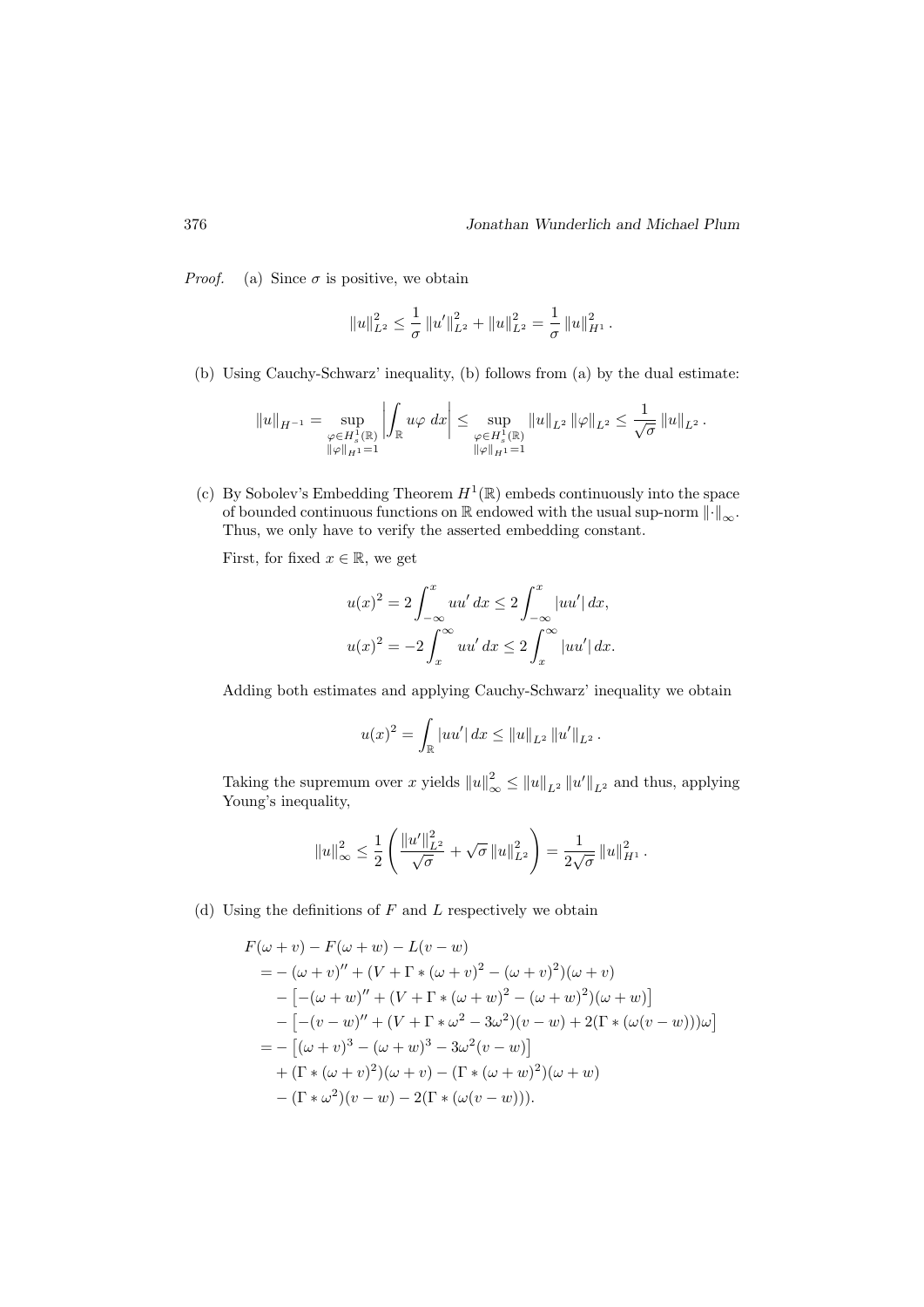*Proof.* (a) Since $\sigma$ is positive, we obtain

$$\|u\|_{L^2}^2 \leq \frac{1}{\sigma}\|u'\|_{L^2}^2 + \|u\|_{L^2}^2 = \frac{1}{\sigma}\|u\|_{H^1}^2.$$

(b) Using Cauchy-Schwarz' inequality, (b) follows from (a) by the dual estimate:

$$\|u\|_{H^{-1}} = \sup_{\substack{\varphi \in H^1_s(\mathbb{R}) \\ \|\varphi\|_{H^1}=1}} \left| \int_{\mathbb{R}} u\varphi \, dx \right| \leq \sup_{\substack{\varphi \in H^1_s(\mathbb{R}) \\ \|\varphi\|_{H^1}=1}} \|u\|_{L^2}\|\varphi\|_{L^2} \leq \frac{1}{\sqrt{\sigma}}\|u\|_{L^2}.$$

(c) By Sobolev's Embedding Theorem $H^1(\mathbb{R})$ embeds continuously into the space of bounded continuous functions on $\mathbb{R}$ endowed with the usual sup-norm $\|\cdot\|_\infty$. Thus, we only have to verify the asserted embedding constant.

First, for fixed $x \in \mathbb{R}$, we get

$$u(x)^2 = 2\int_{-\infty}^{x} uu' \, dx \leq 2\int_{-\infty}^{x} |uu'| \, dx,$$
$$u(x)^2 = -2\int_{x}^{\infty} uu' \, dx \leq 2\int_{x}^{\infty} |uu'| \, dx.$$

Adding both estimates and applying Cauchy-Schwarz' inequality we obtain

$$u(x)^2 = \int_{\mathbb{R}} |uu'| \, dx \leq \|u\|_{L^2}\|u'\|_{L^2}.$$

Taking the supremum over $x$ yields $\|u\|_\infty^2 \leq \|u\|_{L^2}\|u'\|_{L^2}$ and thus, applying Young's inequality,

$$\|u\|_\infty^2 \leq \frac{1}{2}\left(\frac{\|u'\|_{L^2}^2}{\sqrt{\sigma}} + \sqrt{\sigma}\|u\|_{L^2}^2\right) = \frac{1}{2\sqrt{\sigma}}\|u\|_{H^1}^2.$$

(d) Using the definitions of $F$ and $L$ respectively we obtain

$$\begin{aligned}
&F(\omega + v) - F(\omega + w) - L(v - w) \\
&= -(\omega + v)'' + (V + \Gamma * (\omega + v)^2 - (\omega + v)^2)(\omega + v) \\
&\quad - \left[-(\omega + w)'' + (V + \Gamma * (\omega + w)^2 - (\omega + w)^2)(\omega + w)\right] \\
&\quad - \left[-(v - w)'' + (V + \Gamma * \omega^2 - 3\omega^2)(v - w) + 2(\Gamma * (\omega(v - w)))\omega\right] \\
&= -\left[(\omega + v)^3 - (\omega + w)^3 - 3\omega^2(v - w)\right] \\
&\quad + (\Gamma * (\omega + v)^2)(\omega + v) - (\Gamma * (\omega + w)^2)(\omega + w) \\
&\quad - (\Gamma * \omega^2)(v - w) - 2(\Gamma * (\omega(v - w))).
\end{aligned}$$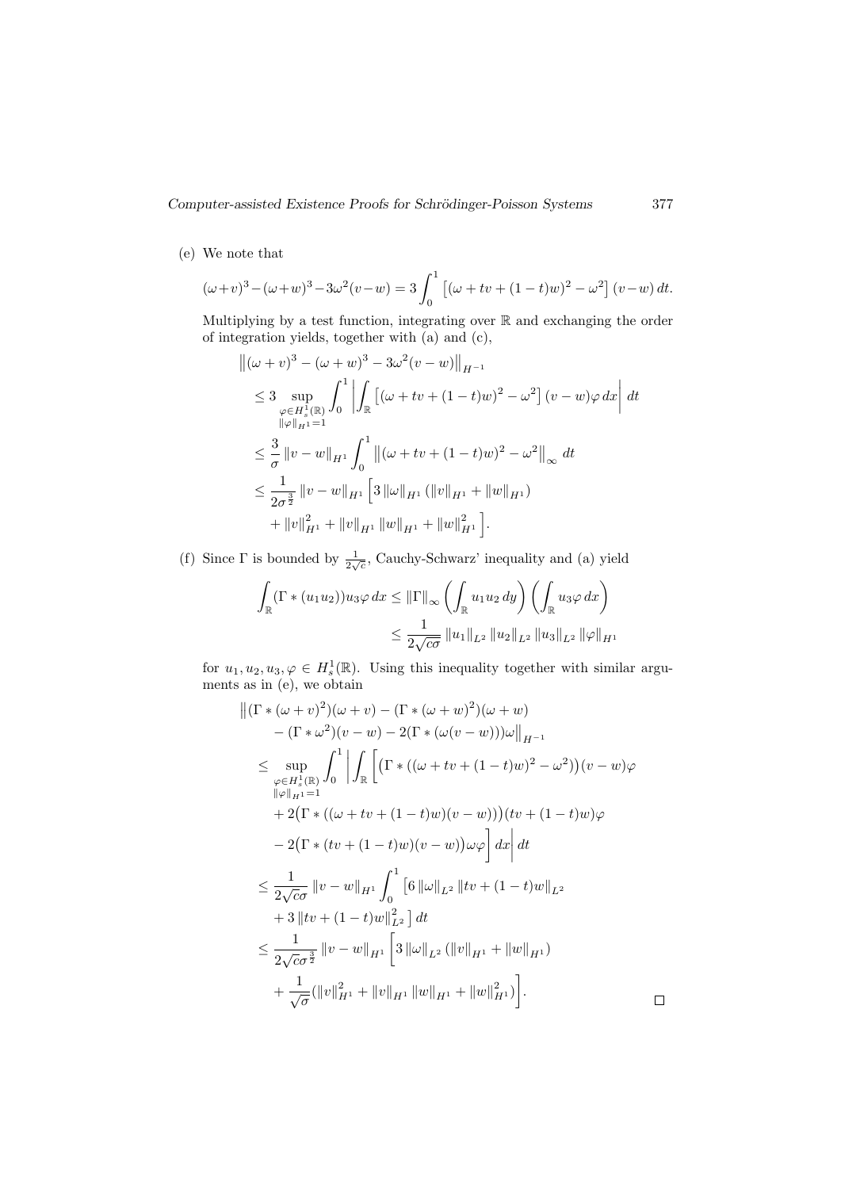(e) We note that

$$(\omega+v)^3-(\omega+w)^3-3\omega^2(v-w) = 3\int_0^1 \left[(\omega+tv+(1-t)w)^2-\omega^2\right](v-w)\,dt.$$

Multiplying by a test function, integrating over $\mathbb{R}$ and exchanging the order of integration yields, together with (a) and (c),

$$\begin{aligned}
&\left\|(\omega+v)^3-(\omega+w)^3-3\omega^2(v-w)\right\|_{H^{-1}} \\
&\leq 3 \sup_{\substack{\varphi\in H_s^1(\mathbb{R}) \\ \|\varphi\|_{H^1}=1}} \int_0^1 \left| \int_{\mathbb{R}} \left[(\omega+tv+(1-t)w)^2-\omega^2\right](v-w)\varphi\,dx\right| dt \\
&\leq \frac{3}{\sigma}\|v-w\|_{H^1}\int_0^1 \left\|(\omega+tv+(1-t)w)^2-\omega^2\right\|_\infty dt \\
&\leq \frac{1}{2\sigma^{\frac{3}{2}}}\|v-w\|_{H^1}\Big[3\|\omega\|_{H^1}(\|v\|_{H^1}+\|w\|_{H^1}) \\
&\quad + \|v\|_{H^1}^2+\|v\|_{H^1}\|w\|_{H^1}+\|w\|_{H^1}^2\Big].
\end{aligned}$$

(f) Since $\Gamma$ is bounded by $\frac{1}{2\sqrt{c}}$, Cauchy-Schwarz' inequality and (a) yield

$$\begin{aligned}
\int_{\mathbb{R}}(\Gamma*(u_1u_2))u_3\varphi\,dx &\leq \|\Gamma\|_\infty \left(\int_{\mathbb{R}} u_1u_2\,dy\right)\left(\int_{\mathbb{R}} u_3\varphi\,dx\right) \\
&\leq \frac{1}{2\sqrt{c\sigma}}\|u_1\|_{L^2}\|u_2\|_{L^2}\|u_3\|_{L^2}\|\varphi\|_{H^1}
\end{aligned}$$

for $u_1,u_2,u_3,\varphi\in H_s^1(\mathbb{R})$. Using this inequality together with similar arguments as in (e), we obtain

$$\begin{aligned}
&\big\|(\Gamma*(\omega+v)^2)(\omega+v)-(\Gamma*(\omega+w)^2)(\omega+w) \\
&\quad -(\Gamma*\omega^2)(v-w)-2(\Gamma*(\omega(v-w)))\omega\big\|_{H^{-1}} \\
&\leq \sup_{\substack{\varphi\in H_s^1(\mathbb{R}) \\ \|\varphi\|_{H^1}=1}} \int_0^1 \bigg| \int_{\mathbb{R}} \bigg[\big(\Gamma*((\omega+tv+(1-t)w)^2-\omega^2)\big)(v-w)\varphi \\
&\quad + 2\big(\Gamma*((\omega+tv+(1-t)w)(v-w))\big)(tv+(1-t)w)\varphi \\
&\quad - 2\big(\Gamma*(tv+(1-t)w)(v-w)\big)\omega\varphi\bigg]dx\bigg| dt \\
&\leq \frac{1}{2\sqrt{c}\sigma}\|v-w\|_{H^1}\int_0^1 \big[6\|\omega\|_{L^2}\|tv+(1-t)w\|_{L^2} \\
&\quad + 3\|tv+(1-t)w\|_{L^2}^2\big]\,dt \\
&\leq \frac{1}{2\sqrt{c}\sigma^{\frac{3}{2}}}\|v-w\|_{H^1}\bigg[3\|\omega\|_{L^2}(\|v\|_{H^1}+\|w\|_{H^1}) \\
&\quad + \frac{1}{\sqrt{\sigma}}(\|v\|_{H^1}^2+\|v\|_{H^1}\|w\|_{H^1}+\|w\|_{H^1}^2)\bigg].
\end{aligned}$$

□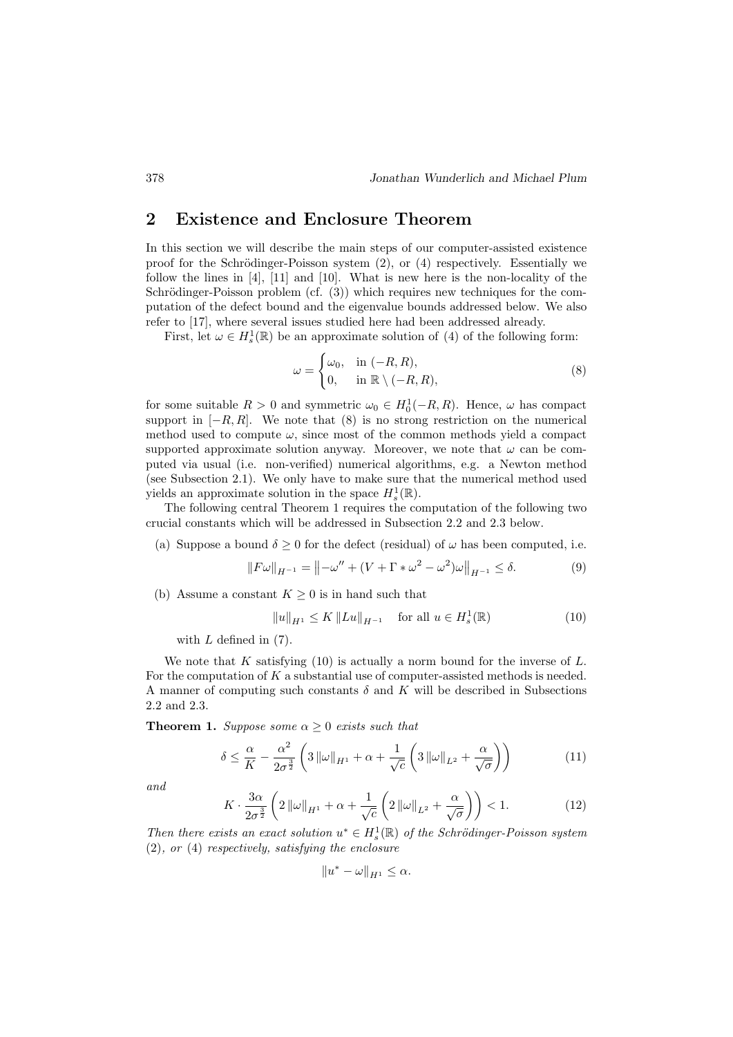## 2 Existence and Enclosure Theorem

In this section we will describe the main steps of our computer-assisted existence proof for the Schrödinger-Poisson system (2), or (4) respectively. Essentially we follow the lines in [4], [11] and [10]. What is new here is the non-locality of the Schrödinger-Poisson problem (cf. (3)) which requires new techniques for the computation of the defect bound and the eigenvalue bounds addressed below. We also refer to [17], where several issues studied here had been addressed already.

First, let $\omega \in H_s^1(\mathbb{R})$ be an approximate solution of (4) of the following form:

$$\omega = \begin{cases} \omega_0, & \text{in } (-R, R), \\ 0, & \text{in } \mathbb{R} \setminus (-R, R), \end{cases} \tag{8}$$

for some suitable $R > 0$ and symmetric $\omega_0 \in H_0^1(-R, R)$. Hence, $\omega$ has compact support in $[-R, R]$. We note that (8) is no strong restriction on the numerical method used to compute $\omega$, since most of the common methods yield a compact supported approximate solution anyway. Moreover, we note that $\omega$ can be computed via usual (i.e. non-verified) numerical algorithms, e.g. a Newton method (see Subsection 2.1). We only have to make sure that the numerical method used yields an approximate solution in the space $H_s^1(\mathbb{R})$.

The following central Theorem 1 requires the computation of the following two crucial constants which will be addressed in Subsection 2.2 and 2.3 below.

(a) Suppose a bound $\delta \geq 0$ for the defect (residual) of $\omega$ has been computed, i.e.

$$\|F\omega\|_{H^{-1}} = \left\|-\omega'' + (V + \Gamma * \omega^2 - \omega^2)\omega\right\|_{H^{-1}} \leq \delta. \tag{9}$$

(b) Assume a constant $K \geq 0$ is in hand such that

$$\|u\|_{H^1} \leq K \|Lu\|_{H^{-1}} \quad \text{for all } u \in H_s^1(\mathbb{R}) \tag{10}$$

with $L$ defined in (7).

We note that $K$ satisfying (10) is actually a norm bound for the inverse of $L$. For the computation of $K$ a substantial use of computer-assisted methods is needed. A manner of computing such constants $\delta$ and $K$ will be described in Subsections 2.2 and 2.3.

**Theorem 1.** *Suppose some $\alpha \geq 0$ exists such that*

$$\delta \leq \frac{\alpha}{K} - \frac{\alpha^2}{2\sigma^{\frac{3}{2}}}\left(3\|\omega\|_{H^1} + \alpha + \frac{1}{\sqrt{c}}\left(3\|\omega\|_{L^2} + \frac{\alpha}{\sqrt{\sigma}}\right)\right) \tag{11}$$

*and*

$$K \cdot \frac{3\alpha}{2\sigma^{\frac{3}{2}}}\left(2\|\omega\|_{H^1} + \alpha + \frac{1}{\sqrt{c}}\left(2\|\omega\|_{L^2} + \frac{\alpha}{\sqrt{\sigma}}\right)\right) < 1. \tag{12}$$

*Then there exists an exact solution $u^* \in H_s^1(\mathbb{R})$ of the Schrödinger-Poisson system (2), or (4) respectively, satisfying the enclosure*

$$\|u^* - \omega\|_{H^1} \leq \alpha.$$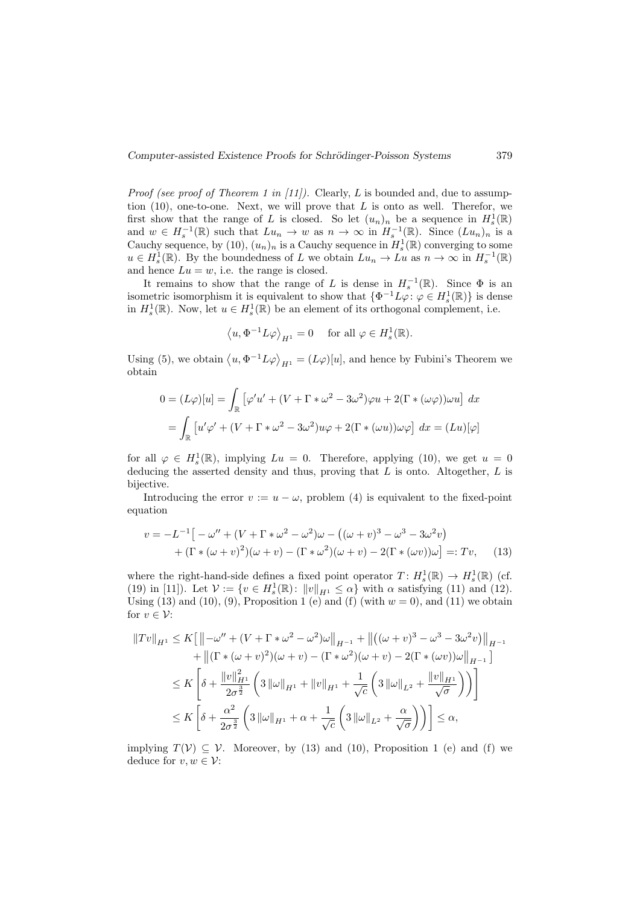*Proof (see proof of Theorem 1 in [11]).* Clearly, $L$ is bounded and, due to assumption (10), one-to-one. Next, we will prove that $L$ is onto as well. Therefor, we first show that the range of $L$ is closed. So let $(u_n)_n$ be a sequence in $H_s^1(\mathbb{R})$ and $w \in H_s^{-1}(\mathbb{R})$ such that $Lu_n \to w$ as $n \to \infty$ in $H_s^{-1}(\mathbb{R})$. Since $(Lu_n)_n$ is a Cauchy sequence, by (10), $(u_n)_n$ is a Cauchy sequence in $H_s^1(\mathbb{R})$ converging to some $u \in H_s^1(\mathbb{R})$. By the boundedness of $L$ we obtain $Lu_n \to Lu$ as $n \to \infty$ in $H_s^{-1}(\mathbb{R})$ and hence $Lu = w$, i.e. the range is closed.

It remains to show that the range of $L$ is dense in $H_s^{-1}(\mathbb{R})$. Since $\Phi$ is an isometric isomorphism it is equivalent to show that $\{\Phi^{-1}L\varphi \colon \varphi \in H_s^1(\mathbb{R})\}$ is dense in $H_s^1(\mathbb{R})$. Now, let $u \in H_s^1(\mathbb{R})$ be an element of its orthogonal complement, i.e.

$$\left\langle u, \Phi^{-1}L\varphi \right\rangle_{H^1} = 0 \quad \text{for all } \varphi \in H_s^1(\mathbb{R}).$$

Using (5), we obtain $\left\langle u, \Phi^{-1}L\varphi \right\rangle_{H^1} = (L\varphi)[u]$, and hence by Fubini's Theorem we obtain

$$\begin{aligned}
0 = (L\varphi)[u] &= \int_{\mathbb{R}} \left[\varphi' u' + (V + \Gamma * \omega^2 - 3\omega^2)\varphi u + 2(\Gamma * (\omega\varphi))\omega u\right] \, dx \\
&= \int_{\mathbb{R}} \left[u' \varphi' + (V + \Gamma * \omega^2 - 3\omega^2)u\varphi + 2(\Gamma * (\omega u))\omega \varphi\right] \, dx = (Lu)[\varphi]
\end{aligned}$$

for all $\varphi \in H_s^1(\mathbb{R})$, implying $Lu = 0$. Therefore, applying (10), we get $u = 0$ deducing the asserted density and thus, proving that $L$ is onto. Altogether, $L$ is bijective.

Introducing the error $v := u - \omega$, problem (4) is equivalent to the fixed-point equation

$$\begin{aligned}
v = -L^{-1}\big[ &-\omega'' + (V + \Gamma * \omega^2 - \omega^2)\omega - \left((\omega + v)^3 - \omega^3 - 3\omega^2 v\right) \\
&+ (\Gamma * (\omega + v)^2)(\omega + v) - (\Gamma * \omega^2)(\omega + v) - 2(\Gamma * (\omega v))\omega\big] =: Tv, \qquad (13)
\end{aligned}$$

where the right-hand-side defines a fixed point operator $T \colon H_s^1(\mathbb{R}) \to H_s^1(\mathbb{R})$ (cf. (19) in [11]). Let $\mathcal{V} := \{v \in H_s^1(\mathbb{R}) \colon \|v\|_{H^1} \leq \alpha\}$ with $\alpha$ satisfying (11) and (12). Using (13) and (10), (9), Proposition 1 (e) and (f) (with $w = 0$), and (11) we obtain for $v \in \mathcal{V}$:

$$\begin{aligned}
\|Tv\|_{H^1} &\leq K\big[ \left\|-\omega'' + (V + \Gamma * \omega^2 - \omega^2)\omega\right\|_{H^{-1}} + \left\|\left((\omega + v)^3 - \omega^3 - 3\omega^2 v\right)\right\|_{H^{-1}} \\
&\qquad + \left\|(\Gamma * (\omega + v)^2)(\omega + v) - (\Gamma * \omega^2)(\omega + v) - 2(\Gamma * (\omega v))\omega\right\|_{H^{-1}} \big] \\
&\leq K\left[\delta + \frac{\|v\|_{H^1}^2}{2\sigma^{\frac{3}{2}}}\left(3\|\omega\|_{H^1} + \|v\|_{H^1} + \frac{1}{\sqrt{c}}\left(3\|\omega\|_{L^2} + \frac{\|v\|_{H^1}}{\sqrt{\sigma}}\right)\right)\right] \\
&\leq K\left[\delta + \frac{\alpha^2}{2\sigma^{\frac{3}{2}}}\left(3\|\omega\|_{H^1} + \alpha + \frac{1}{\sqrt{c}}\left(3\|\omega\|_{L^2} + \frac{\alpha}{\sqrt{\sigma}}\right)\right)\right] \leq \alpha,
\end{aligned}$$

implying $T(\mathcal{V}) \subseteq \mathcal{V}$. Moreover, by (13) and (10), Proposition 1 (e) and (f) we deduce for $v, w \in \mathcal{V}$: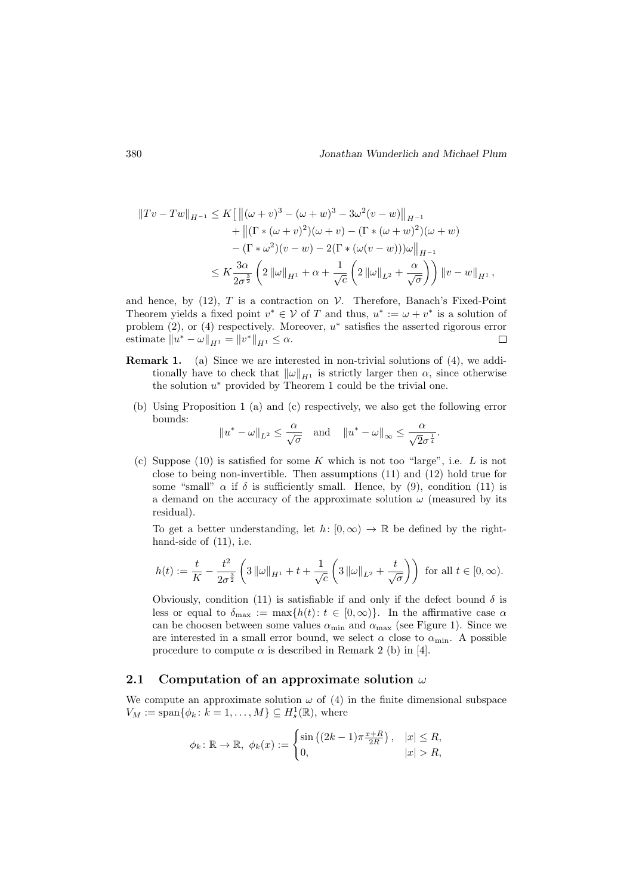$$
\begin{aligned}
\|Tv - Tw\|_{H^{-1}} \leq K \big[ &\big\| (\omega+v)^3 - (\omega+w)^3 - 3\omega^2(v-w) \big\|_{H^{-1}} \\
&+ \big\| (\Gamma * (\omega+v)^2)(\omega+v) - (\Gamma*(\omega+w)^2)(\omega+w) \\
&- (\Gamma*\omega^2)(v-w) - 2(\Gamma*(\omega(v-w)))\omega \big\|_{H^{-1}} \\
\leq K &\frac{3\alpha}{2\sigma^{\frac{3}{2}}} \left( 2\|\omega\|_{H^1} + \alpha + \frac{1}{\sqrt{c}} \left( 2\|\omega\|_{L^2} + \frac{\alpha}{\sqrt{\sigma}} \right) \right) \|v-w\|_{H^1},
\end{aligned}
$$

and hence, by (12), $T$ is a contraction on $\mathcal{V}$. Therefore, Banach's Fixed-Point Theorem yields a fixed point $v^* \in \mathcal{V}$ of $T$ and thus, $u^* := \omega + v^*$ is a solution of problem (2), or (4) respectively. Moreover, $u^*$ satisfies the asserted rigorous error estimate $\|u^* - \omega\|_{H^1} = \|v^*\|_{H^1} \leq \alpha$. □

**Remark 1.** (a) Since we are interested in non-trivial solutions of (4), we additionally have to check that $\|\omega\|_{H^1}$ is strictly larger then $\alpha$, since otherwise the solution $u^*$ provided by Theorem 1 could be the trivial one.

(b) Using Proposition 1 (a) and (c) respectively, we also get the following error bounds:

$$
\|u^* - \omega\|_{L^2} \leq \frac{\alpha}{\sqrt{\sigma}} \quad \text{and} \quad \|u^* - \omega\|_\infty \leq \frac{\alpha}{\sqrt{2}\sigma^{\frac{1}{4}}}.
$$

(c) Suppose (10) is satisfied for some $K$ which is not too "large", i.e. $L$ is not close to being non-invertible. Then assumptions (11) and (12) hold true for some "small" $\alpha$ if $\delta$ is sufficiently small. Hence, by (9), condition (11) is a demand on the accuracy of the approximate solution $\omega$ (measured by its residual).

To get a better understanding, let $h\colon [0,\infty) \to \mathbb{R}$ be defined by the right-hand-side of (11), i.e.

$$
h(t) := \frac{t}{K} - \frac{t^2}{2\sigma^{\frac{3}{2}}} \left( 3\|\omega\|_{H^1} + t + \frac{1}{\sqrt{c}} \left( 3\|\omega\|_{L^2} + \frac{t}{\sqrt{\sigma}} \right) \right) \text{ for all } t \in [0,\infty).
$$

Obviously, condition (11) is satisfiable if and only if the defect bound $\delta$ is less or equal to $\delta_{\max} := \max\{h(t) \colon t \in [0,\infty)\}$. In the affirmative case $\alpha$ can be choosen between some values $\alpha_{\min}$ and $\alpha_{\max}$ (see Figure 1). Since we are interested in a small error bound, we select $\alpha$ close to $\alpha_{\min}$. A possible procedure to compute $\alpha$ is described in Remark 2 (b) in [4].

## 2.1 Computation of an approximate solution $\omega$

We compute an approximate solution $\omega$ of (4) in the finite dimensional subspace $V_M := \operatorname{span}\{\phi_k \colon k = 1,\dots,M\} \subseteq H_s^1(\mathbb{R})$, where

$$
\phi_k \colon \mathbb{R} \to \mathbb{R},\ \phi_k(x) := \begin{cases} \sin\left((2k-1)\pi\frac{x+R}{2R}\right), & |x| \leq R, \\ 0, & |x| > R, \end{cases}
$$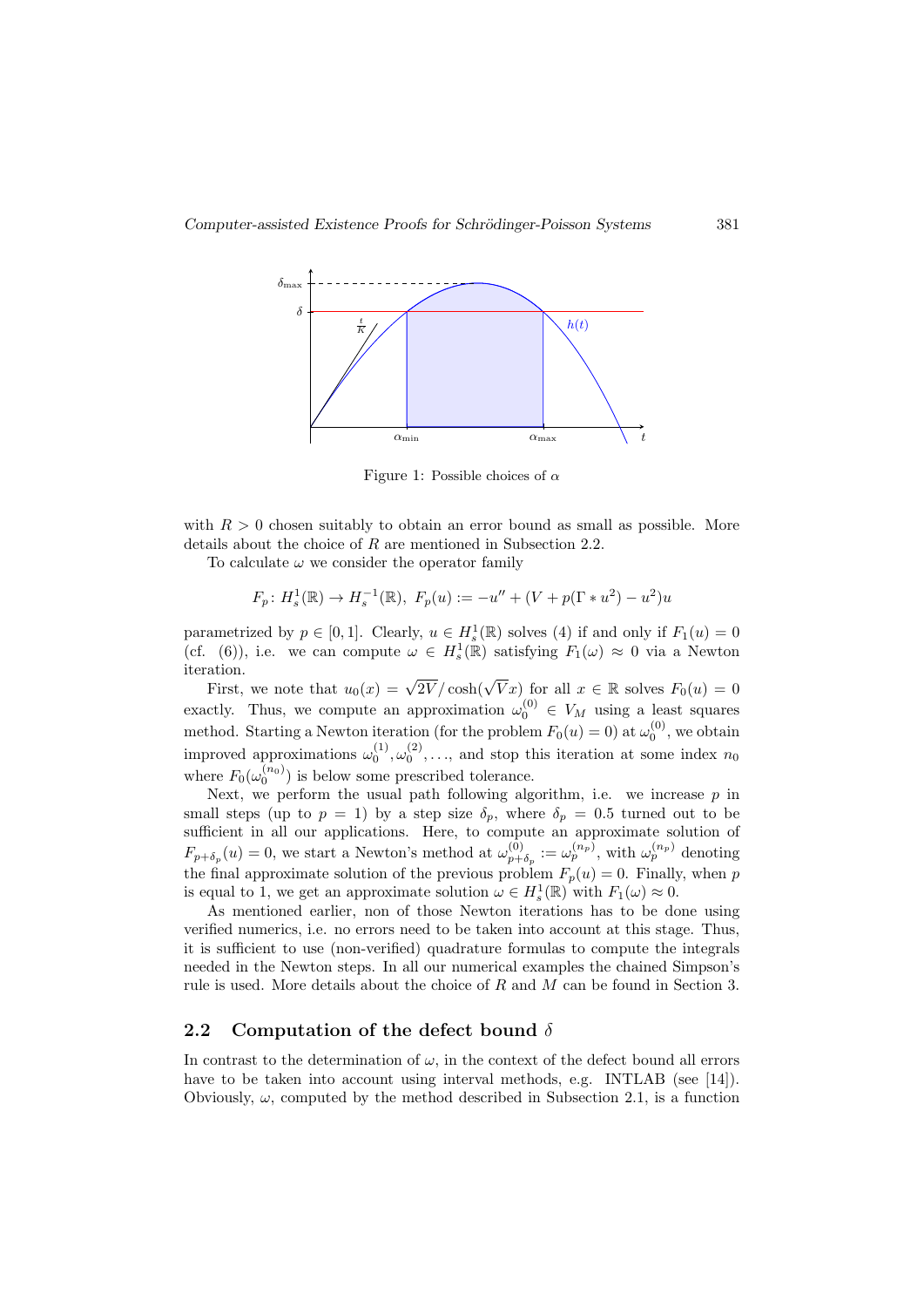Figure 1: Possible choices of $\alpha$

with $R > 0$ chosen suitably to obtain an error bound as small as possible. More details about the choice of $R$ are mentioned in Subsection 2.2.

To calculate $\omega$ we consider the operator family

$$F_p\colon H_s^1(\mathbb{R}) \to H_s^{-1}(\mathbb{R}),\ F_p(u) := -u'' + (V + p(\Gamma * u^2) - u^2)u$$

parametrized by $p \in [0,1]$. Clearly, $u \in H_s^1(\mathbb{R})$ solves (4) if and only if $F_1(u) = 0$ (cf. (6)), i.e. we can compute $\omega \in H_s^1(\mathbb{R})$ satisfying $F_1(\omega) \approx 0$ via a Newton iteration.

First, we note that $u_0(x) = \sqrt{2V}/\cosh(\sqrt{V}x)$ for all $x \in \mathbb{R}$ solves $F_0(u) = 0$ exactly. Thus, we compute an approximation $\omega_0^{(0)} \in V_M$ using a least squares method. Starting a Newton iteration (for the problem $F_0(u) = 0$) at $\omega_0^{(0)}$, we obtain improved approximations $\omega_0^{(1)}, \omega_0^{(2)}, \ldots$, and stop this iteration at some index $n_0$ where $F_0(\omega_0^{(n_0)})$ is below some prescribed tolerance.

Next, we perform the usual path following algorithm, i.e. we increase $p$ in small steps (up to $p = 1$) by a step size $\delta_p$, where $\delta_p = 0.5$ turned out to be sufficient in all our applications. Here, to compute an approximate solution of $F_{p+\delta_p}(u) = 0$, we start a Newton's method at $\omega_{p+\delta_p}^{(0)} := \omega_p^{(n_p)}$, with $\omega_p^{(n_p)}$ denoting the final approximate solution of the previous problem $F_p(u) = 0$. Finally, when $p$ is equal to 1, we get an approximate solution $\omega \in H_s^1(\mathbb{R})$ with $F_1(\omega) \approx 0$.

As mentioned earlier, non of those Newton iterations has to be done using verified numerics, i.e. no errors need to be taken into account at this stage. Thus, it is sufficient to use (non-verified) quadrature formulas to compute the integrals needed in the Newton steps. In all our numerical examples the chained Simpson's rule is used. More details about the choice of $R$ and $M$ can be found in Section 3.

## 2.2 Computation of the defect bound $\delta$

In contrast to the determination of $\omega$, in the context of the defect bound all errors have to be taken into account using interval methods, e.g. INTLAB (see [14]). Obviously, $\omega$, computed by the method described in Subsection 2.1, is a function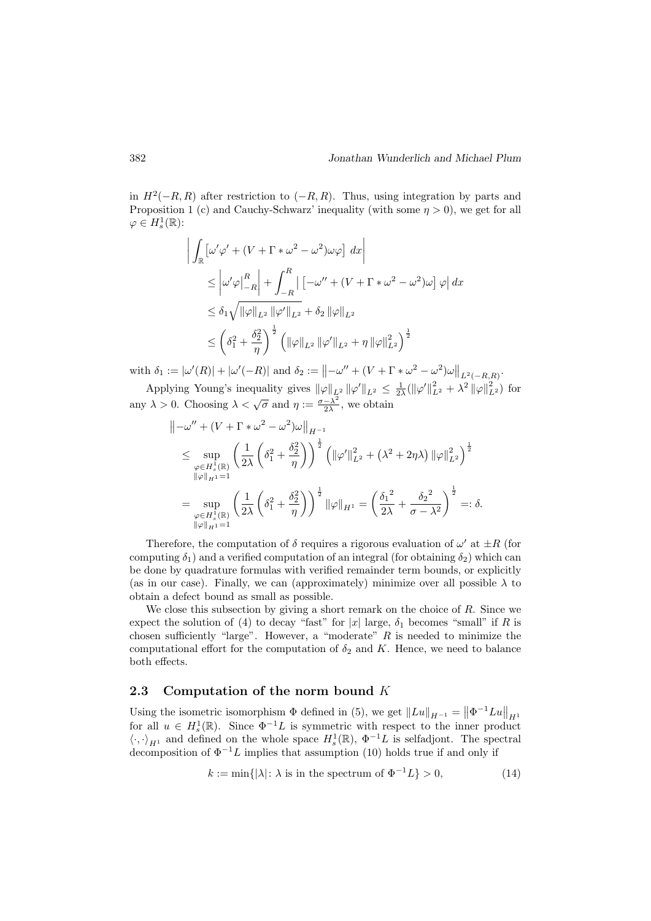in $H^2(-R,R)$ after restriction to $(-R,R)$. Thus, using integration by parts and Proposition 1 (c) and Cauchy-Schwarz' inequality (with some $\eta > 0$), we get for all $\varphi \in H^1_s(\mathbb{R})$:

$$
\begin{aligned}
&\left| \int_{\mathbb{R}} \left[\omega'\varphi' + (V + \Gamma * \omega^2 - \omega^2)\omega\varphi\right] \, dx \right| \\
&\quad \le \left| \omega'\varphi \Big|_{-R}^{R} \right| + \int_{-R}^{R} \left| \left[-\omega'' + (V + \Gamma * \omega^2 - \omega^2)\omega\right] \varphi \right| dx \\
&\quad \le \delta_1 \sqrt{\|\varphi\|_{L^2} \|\varphi'\|_{L^2}} + \delta_2 \|\varphi\|_{L^2} \\
&\quad \le \left(\delta_1^2 + \frac{\delta_2^2}{\eta}\right)^{\frac{1}{2}} \left(\|\varphi\|_{L^2} \|\varphi'\|_{L^2} + \eta \|\varphi\|_{L^2}^2\right)^{\frac{1}{2}}
\end{aligned}
$$

with $\delta_1 := |\omega'(R)| + |\omega'(-R)|$ and $\delta_2 := \left\|-\omega'' + (V + \Gamma * \omega^2 - \omega^2)\omega\right\|_{L^2(-R,R)}$.

Applying Young's inequality gives $\|\varphi\|_{L^2} \|\varphi'\|_{L^2} \le \frac{1}{2\lambda}(\|\varphi'\|_{L^2}^2 + \lambda^2 \|\varphi\|_{L^2}^2)$ for any $\lambda > 0$. Choosing $\lambda < \sqrt{\sigma}$ and $\eta := \frac{\sigma - \lambda^2}{2\lambda}$, we obtain

$$
\begin{aligned}
&\left\|-\omega'' + (V + \Gamma * \omega^2 - \omega^2)\omega\right\|_{H^{-1}} \\
&\quad \le \sup_{\substack{\varphi \in H^1_s(\mathbb{R}) \\ \|\varphi\|_{H^1} = 1}} \left(\frac{1}{2\lambda}\left(\delta_1^2 + \frac{\delta_2^2}{\eta}\right)\right)^{\frac{1}{2}} \left(\|\varphi'\|_{L^2}^2 + \left(\lambda^2 + 2\eta\lambda\right) \|\varphi\|_{L^2}^2\right)^{\frac{1}{2}} \\
&\quad = \sup_{\substack{\varphi \in H^1_s(\mathbb{R}) \\ \|\varphi\|_{H^1} = 1}} \left(\frac{1}{2\lambda}\left(\delta_1^2 + \frac{\delta_2^2}{\eta}\right)\right)^{\frac{1}{2}} \|\varphi\|_{H^1} = \left(\frac{{\delta_1}^2}{2\lambda} + \frac{{\delta_2}^2}{\sigma - \lambda^2}\right)^{\frac{1}{2}} =: \delta.
\end{aligned}
$$

Therefore, the computation of $\delta$ requires a rigorous evaluation of $\omega'$ at $\pm R$ (for computing $\delta_1$) and a verified computation of an integral (for obtaining $\delta_2$) which can be done by quadrature formulas with verified remainder term bounds, or explicitly (as in our case). Finally, we can (approximately) minimize over all possible $\lambda$ to obtain a defect bound as small as possible.

We close this subsection by giving a short remark on the choice of $R$. Since we expect the solution of (4) to decay "fast" for $|x|$ large, $\delta_1$ becomes "small" if $R$ is chosen sufficiently "large". However, a "moderate" $R$ is needed to minimize the computational effort for the computation of $\delta_2$ and $K$. Hence, we need to balance both effects.

## 2.3 Computation of the norm bound $K$

Using the isometric isomorphism $\Phi$ defined in (5), we get $\|Lu\|_{H^{-1}} = \left\|\Phi^{-1}Lu\right\|_{H^1}$ for all $u \in H^1_s(\mathbb{R})$. Since $\Phi^{-1}L$ is symmetric with respect to the inner product $\langle \cdot, \cdot \rangle_{H^1}$ and defined on the whole space $H^1_s(\mathbb{R})$, $\Phi^{-1}L$ is selfadjont. The spectral decomposition of $\Phi^{-1}L$ implies that assumption (10) holds true if and only if

$$k := \min\{|\lambda| \colon \lambda \text{ is in the spectrum of } \Phi^{-1}L\} > 0, \tag{14}$$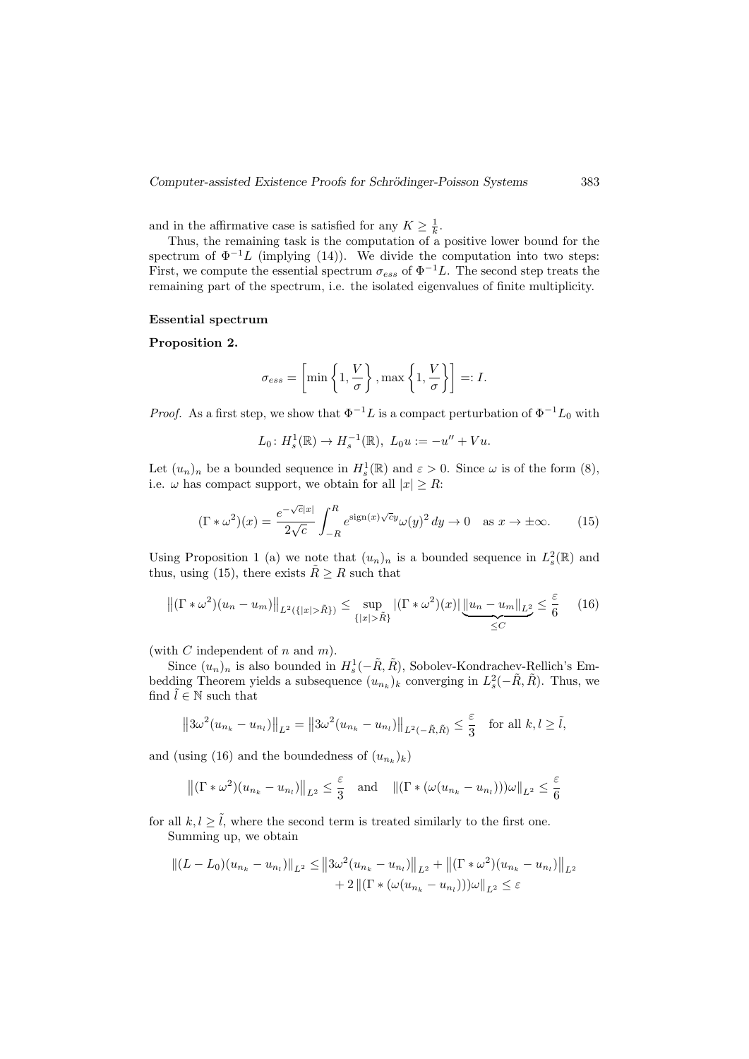and in the affirmative case is satisfied for any $K \geq \frac{1}{k}$.

Thus, the remaining task is the computation of a positive lower bound for the spectrum of $\Phi^{-1}L$ (implying (14)). We divide the computation into two steps: First, we compute the essential spectrum $\sigma_{ess}$ of $\Phi^{-1}L$. The second step treats the remaining part of the spectrum, i.e. the isolated eigenvalues of finite multiplicity.

**Essential spectrum**

**Proposition 2.**

$$\sigma_{ess} = \left[\min\left\{1, \frac{V}{\sigma}\right\}, \max\left\{1, \frac{V}{\sigma}\right\}\right] =: I.$$

*Proof.* As a first step, we show that $\Phi^{-1}L$ is a compact perturbation of $\Phi^{-1}L_0$ with

$$L_0 \colon H_s^1(\mathbb{R}) \to H_s^{-1}(\mathbb{R}),\ L_0 u := -u'' + Vu.$$

Let $(u_n)_n$ be a bounded sequence in $H_s^1(\mathbb{R})$ and $\varepsilon > 0$. Since $\omega$ is of the form (8), i.e. $\omega$ has compact support, we obtain for all $|x| \geq R$:

$$(\Gamma * \omega^2)(x) = \frac{e^{-\sqrt{c}|x|}}{2\sqrt{c}} \int_{-R}^{R} e^{\operatorname{sign}(x)\sqrt{c}y} \omega(y)^2 \, dy \to 0 \quad \text{as } x \to \pm\infty. \tag{15}$$

Using Proposition 1 (a) we note that $(u_n)_n$ is a bounded sequence in $L_s^2(\mathbb{R})$ and thus, using (15), there exists $\tilde{R} \geq R$ such that

$$\left\|(\Gamma * \omega^2)(u_n - u_m)\right\|_{L^2(\{|x| > \tilde{R}\})} \leq \sup_{\{|x| > \tilde{R}\}} |(\Gamma * \omega^2)(x)| \underbrace{\|u_n - u_m\|_{L^2}}_{\leq C} \leq \frac{\varepsilon}{6} \tag{16}$$

(with $C$ independent of $n$ and $m$).

Since $(u_n)_n$ is also bounded in $H_s^1(-\tilde{R}, \tilde{R})$, Sobolev-Kondrachev-Rellich's Embedding Theorem yields a subsequence $(u_{n_k})_k$ converging in $L_s^2(-\tilde{R}, \tilde{R})$. Thus, we find $\tilde{l} \in \mathbb{N}$ such that

$$\left\|3\omega^2(u_{n_k} - u_{n_l})\right\|_{L^2} = \left\|3\omega^2(u_{n_k} - u_{n_l})\right\|_{L^2(-\tilde{R}, \tilde{R})} \leq \frac{\varepsilon}{3} \quad \text{for all } k, l \geq \tilde{l},$$

and (using (16) and the boundedness of $(u_{n_k})_k$)

$$\left\|(\Gamma * \omega^2)(u_{n_k} - u_{n_l})\right\|_{L^2} \leq \frac{\varepsilon}{3} \quad \text{and} \quad \|(\Gamma * (\omega(u_{n_k} - u_{n_l})))\omega\|_{L^2} \leq \frac{\varepsilon}{6}$$

for all $k, l \geq \tilde{l}$, where the second term is treated similarly to the first one.

Summing up, we obtain

$$\begin{aligned}
\|(L - L_0)(u_{n_k} - u_{n_l})\|_{L^2} \leq{}& \left\|3\omega^2(u_{n_k} - u_{n_l})\right\|_{L^2} + \left\|(\Gamma * \omega^2)(u_{n_k} - u_{n_l})\right\|_{L^2} \\
&+ 2\left\|(\Gamma * (\omega(u_{n_k} - u_{n_l})))\omega\right\|_{L^2} \leq \varepsilon
\end{aligned}$$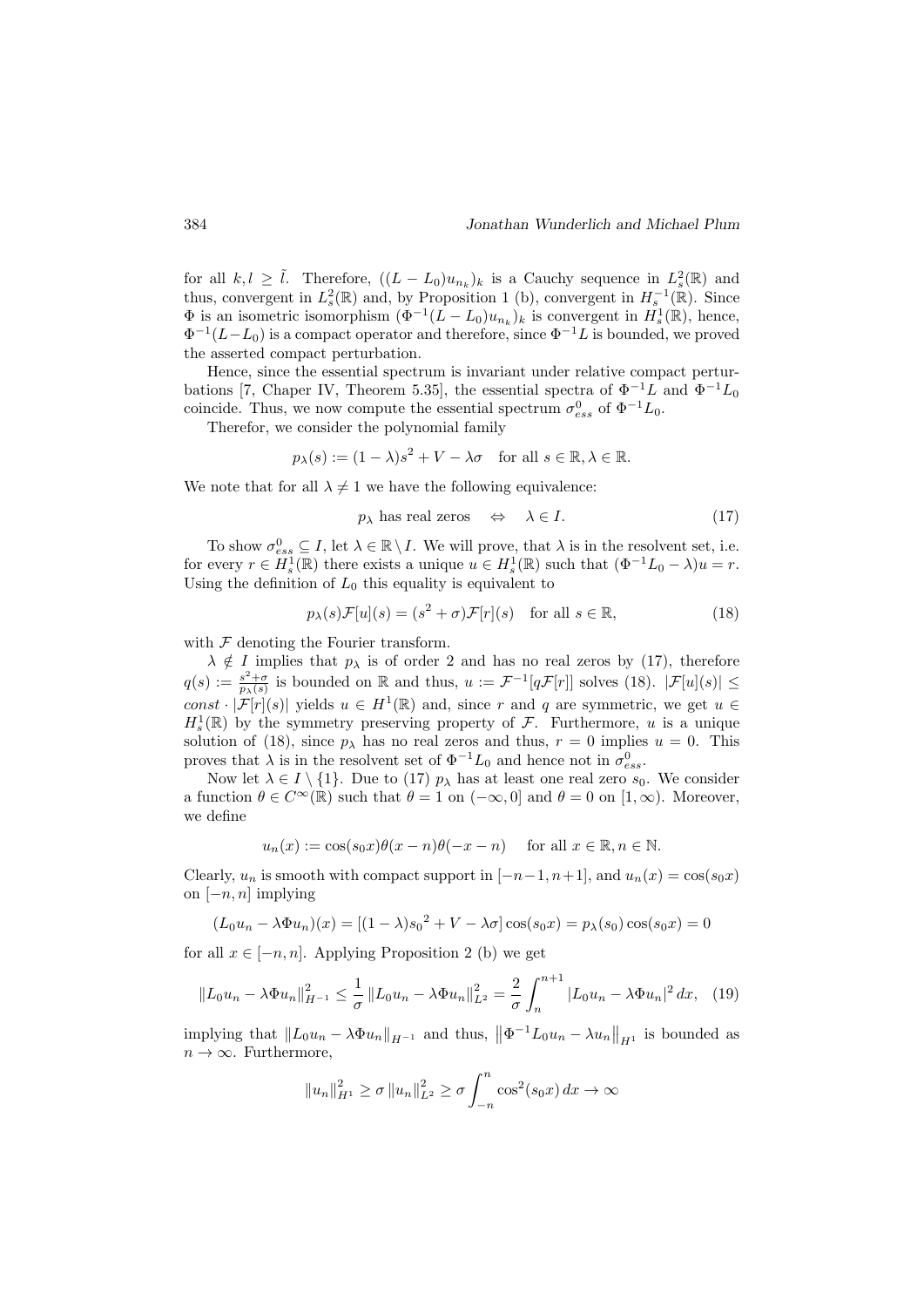for all $k, l \geq \tilde{l}$. Therefore, $((L - L_0)u_{n_k})_k$ is a Cauchy sequence in $L_s^2(\mathbb{R})$ and thus, convergent in $L_s^2(\mathbb{R})$ and, by Proposition 1 (b), convergent in $H_s^{-1}(\mathbb{R})$. Since $\Phi$ is an isometric isomorphism $(\Phi^{-1}(L - L_0)u_{n_k})_k$ is convergent in $H_s^1(\mathbb{R})$, hence, $\Phi^{-1}(L - L_0)$ is a compact operator and therefore, since $\Phi^{-1}L$ is bounded, we proved the asserted compact perturbation.

Hence, since the essential spectrum is invariant under relative compact perturbations [7, Chaper IV, Theorem 5.35], the essential spectra of $\Phi^{-1}L$ and $\Phi^{-1}L_0$ coincide. Thus, we now compute the essential spectrum $\sigma_{ess}^0$ of $\Phi^{-1}L_0$.

Therefor, we consider the polynomial family

$$p_\lambda(s) := (1 - \lambda)s^2 + V - \lambda\sigma \quad \text{for all } s \in \mathbb{R}, \lambda \in \mathbb{R}.$$

We note that for all $\lambda \neq 1$ we have the following equivalence:

$$p_\lambda \text{ has real zeros} \quad \Leftrightarrow \quad \lambda \in I. \tag{17}$$

To show $\sigma_{ess}^0 \subseteq I$, let $\lambda \in \mathbb{R} \setminus I$. We will prove, that $\lambda$ is in the resolvent set, i.e. for every $r \in H_s^1(\mathbb{R})$ there exists a unique $u \in H_s^1(\mathbb{R})$ such that $(\Phi^{-1}L_0 - \lambda)u = r$. Using the definition of $L_0$ this equality is equivalent to

$$p_\lambda(s)\mathcal{F}[u](s) = (s^2 + \sigma)\mathcal{F}[r](s) \quad \text{for all } s \in \mathbb{R}, \tag{18}$$

with $\mathcal{F}$ denoting the Fourier transform.

$\lambda \notin I$ implies that $p_\lambda$ is of order 2 and has no real zeros by (17), therefore $q(s) := \frac{s^2+\sigma}{p_\lambda(s)}$ is bounded on $\mathbb{R}$ and thus, $u := \mathcal{F}^{-1}[q\mathcal{F}[r]]$ solves (18). $|\mathcal{F}[u](s)| \leq const \cdot |\mathcal{F}[r](s)|$ yields $u \in H^1(\mathbb{R})$ and, since $r$ and $q$ are symmetric, we get $u \in H_s^1(\mathbb{R})$ by the symmetry preserving property of $\mathcal{F}$. Furthermore, $u$ is a unique solution of (18), since $p_\lambda$ has no real zeros and thus, $r = 0$ implies $u = 0$. This proves that $\lambda$ is in the resolvent set of $\Phi^{-1}L_0$ and hence not in $\sigma_{ess}^0$.

Now let $\lambda \in I \setminus \{1\}$. Due to (17) $p_\lambda$ has at least one real zero $s_0$. We consider a function $\theta \in C^\infty(\mathbb{R})$ such that $\theta = 1$ on $(-\infty, 0]$ and $\theta = 0$ on $[1, \infty)$. Moreover, we define

$$u_n(x) := \cos(s_0 x)\theta(x - n)\theta(-x - n) \quad \text{for all } x \in \mathbb{R}, n \in \mathbb{N}.$$

Clearly, $u_n$ is smooth with compact support in $[-n-1, n+1]$, and $u_n(x) = \cos(s_0 x)$ on $[-n, n]$ implying

$$(L_0 u_n - \lambda\Phi u_n)(x) = [(1 - \lambda){s_0}^2 + V - \lambda\sigma]\cos(s_0 x) = p_\lambda(s_0)\cos(s_0 x) = 0$$

for all $x \in [-n, n]$. Applying Proposition 2 (b) we get

$$\|L_0 u_n - \lambda\Phi u_n\|_{H^{-1}}^2 \leq \frac{1}{\sigma}\|L_0 u_n - \lambda\Phi u_n\|_{L^2}^2 = \frac{2}{\sigma}\int_n^{n+1} |L_0 u_n - \lambda\Phi u_n|^2 \, dx, \tag{19}$$

implying that $\|L_0 u_n - \lambda\Phi u_n\|_{H^{-1}}$ and thus, $\left\|\Phi^{-1}L_0 u_n - \lambda u_n\right\|_{H^1}$ is bounded as $n \to \infty$. Furthermore,

$$\|u_n\|_{H^1}^2 \geq \sigma \|u_n\|_{L^2}^2 \geq \sigma \int_{-n}^{n} \cos^2(s_0 x) \, dx \to \infty$$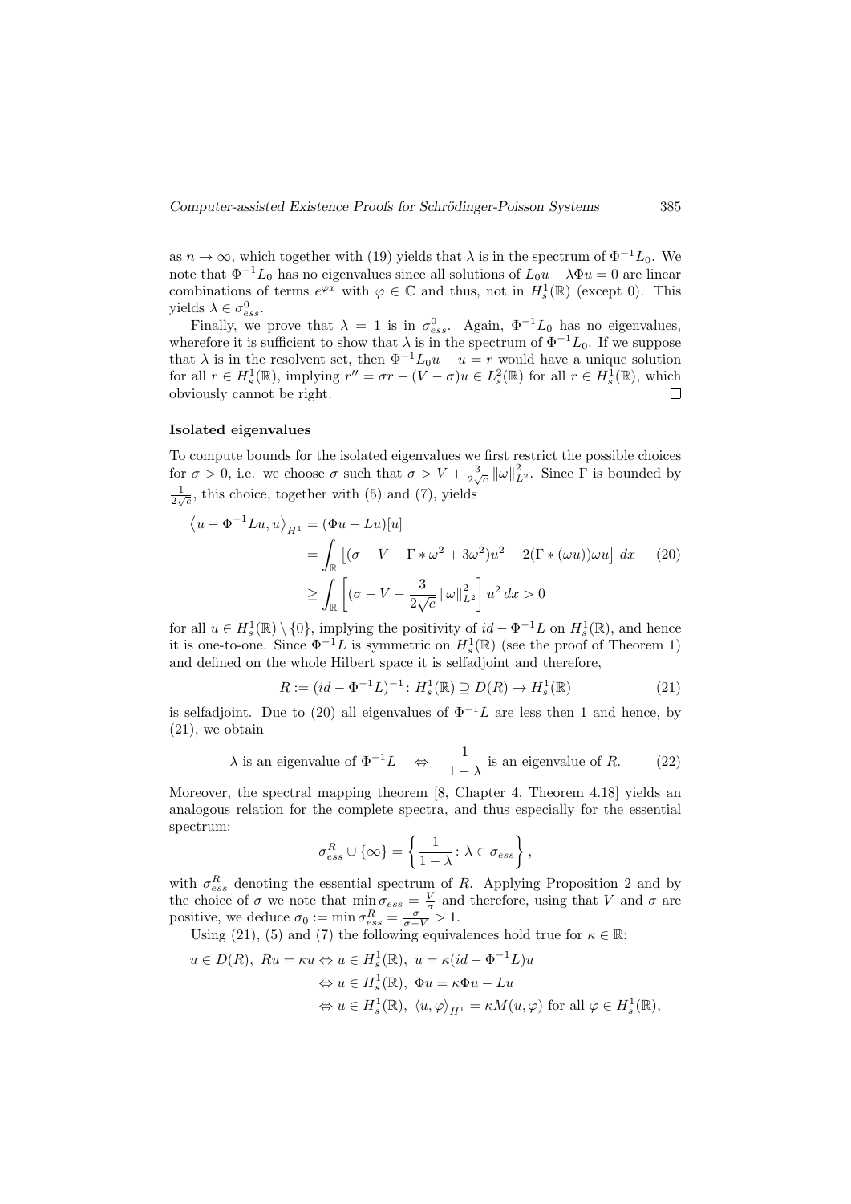as $n \to \infty$, which together with (19) yields that $\lambda$ is in the spectrum of $\Phi^{-1}L_0$. We note that $\Phi^{-1}L_0$ has no eigenvalues since all solutions of $L_0 u - \lambda \Phi u = 0$ are linear combinations of terms $e^{\varphi x}$ with $\varphi \in \mathbb{C}$ and thus, not in $H_s^1(\mathbb{R})$ (except 0). This yields $\lambda \in \sigma_{ess}^0$.

Finally, we prove that $\lambda = 1$ is in $\sigma_{ess}^0$. Again, $\Phi^{-1}L_0$ has no eigenvalues, wherefore it is sufficient to show that $\lambda$ is in the spectrum of $\Phi^{-1}L_0$. If we suppose that $\lambda$ is in the resolvent set, then $\Phi^{-1}L_0 u - u = r$ would have a unique solution for all $r \in H_s^1(\mathbb{R})$, implying $r'' = \sigma r - (V - \sigma)u \in L_s^2(\mathbb{R})$ for all $r \in H_s^1(\mathbb{R})$, which obviously cannot be right. $\square$

**Isolated eigenvalues**

To compute bounds for the isolated eigenvalues we first restrict the possible choices for $\sigma > 0$, i.e. we choose $\sigma$ such that $\sigma > V + \frac{3}{2\sqrt{c}} \|\omega\|_{L^2}^2$. Since $\Gamma$ is bounded by $\frac{1}{2\sqrt{c}}$, this choice, together with (5) and (7), yields

$$
\begin{aligned}
\left\langle u - \Phi^{-1}Lu, u \right\rangle_{H^1} &= (\Phi u - Lu)[u] \\
&= \int_{\mathbb{R}} \left[ (\sigma - V - \Gamma * \omega^2 + 3\omega^2)u^2 - 2(\Gamma * (\omega u))\omega u \right] dx \qquad (20) \\
&\geq \int_{\mathbb{R}} \left[ (\sigma - V - \frac{3}{2\sqrt{c}} \|\omega\|_{L^2}^2 \right] u^2 \, dx > 0
\end{aligned}
$$

for all $u \in H_s^1(\mathbb{R}) \setminus \{0\}$, implying the positivity of $id - \Phi^{-1}L$ on $H_s^1(\mathbb{R})$, and hence it is one-to-one. Since $\Phi^{-1}L$ is symmetric on $H_s^1(\mathbb{R})$ (see the proof of Theorem 1) and defined on the whole Hilbert space it is selfadjoint and therefore,

$$
R := (id - \Phi^{-1}L)^{-1} \colon H_s^1(\mathbb{R}) \supseteq D(R) \to H_s^1(\mathbb{R}) \qquad (21)
$$

is selfadjoint. Due to (20) all eigenvalues of $\Phi^{-1}L$ are less then 1 and hence, by (21), we obtain

$$
\lambda \text{ is an eigenvalue of } \Phi^{-1}L \quad \Leftrightarrow \quad \frac{1}{1-\lambda} \text{ is an eigenvalue of } R. \qquad (22)
$$

Moreover, the spectral mapping theorem [8, Chapter 4, Theorem 4.18] yields an analogous relation for the complete spectra, and thus especially for the essential spectrum:

$$
\sigma_{ess}^R \cup \{\infty\} = \left\{ \frac{1}{1-\lambda} \colon \lambda \in \sigma_{ess} \right\},
$$

with $\sigma_{ess}^R$ denoting the essential spectrum of $R$. Applying Proposition 2 and by the choice of $\sigma$ we note that $\min \sigma_{ess} = \frac{V}{\sigma}$ and therefore, using that $V$ and $\sigma$ are positive, we deduce $\sigma_0 := \min \sigma_{ess}^R = \frac{\sigma}{\sigma - V} > 1$.

Using (21), (5) and (7) the following equivalences hold true for $\kappa \in \mathbb{R}$:

$$
\begin{aligned}
u \in D(R),\ Ru = \kappa u &\Leftrightarrow u \in H_s^1(\mathbb{R}),\ u = \kappa(id - \Phi^{-1}L)u \\
&\Leftrightarrow u \in H_s^1(\mathbb{R}),\ \Phi u = \kappa \Phi u - Lu \\
&\Leftrightarrow u \in H_s^1(\mathbb{R}),\ \langle u, \varphi \rangle_{H^1} = \kappa M(u, \varphi) \text{ for all } \varphi \in H_s^1(\mathbb{R}),
\end{aligned}
$$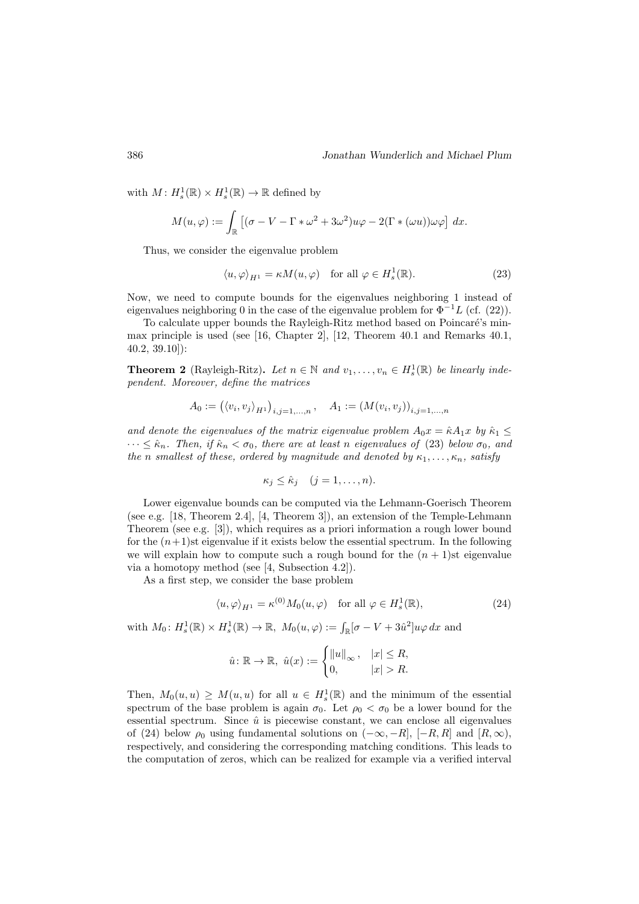with $M\colon H^1_s(\mathbb{R}) \times H^1_s(\mathbb{R}) \to \mathbb{R}$ defined by

$$M(u,\varphi) := \int_{\mathbb{R}} \left[ (\sigma - V - \Gamma * \omega^2 + 3\omega^2) u\varphi - 2(\Gamma * (\omega u))\omega\varphi \right] \, dx.$$

Thus, we consider the eigenvalue problem

$$\langle u, \varphi \rangle_{H^1} = \kappa M(u,\varphi) \quad \text{for all } \varphi \in H^1_s(\mathbb{R}). \tag{23}$$

Now, we need to compute bounds for the eigenvalues neighboring 1 instead of eigenvalues neighboring 0 in the case of the eigenvalue problem for $\Phi^{-1}L$ (cf. (22)).

To calculate upper bounds the Rayleigh-Ritz method based on Poincaré's min-max principle is used (see [16, Chapter 2], [12, Theorem 40.1 and Remarks 40.1, 40.2, 39.10]):

**Theorem 2** (Rayleigh-Ritz)**.** *Let $n \in \mathbb{N}$ and $v_1, \ldots, v_n \in H^1_s(\mathbb{R})$ be linearly independent. Moreover, define the matrices*

$$A_0 := \left( \langle v_i, v_j \rangle_{H^1} \right)_{i,j=1,\ldots,n}, \quad A_1 := \left( M(v_i, v_j) \right)_{i,j=1,\ldots,n}$$

*and denote the eigenvalues of the matrix eigenvalue problem $A_0 x = \hat{\kappa} A_1 x$ by $\hat{\kappa}_1 \leq \cdots \leq \hat{\kappa}_n$. Then, if $\hat{\kappa}_n < \sigma_0$, there are at least $n$ eigenvalues of (23) below $\sigma_0$, and the $n$ smallest of these, ordered by magnitude and denoted by $\kappa_1, \ldots, \kappa_n$, satisfy*

$$\kappa_j \leq \hat{\kappa}_j \quad (j = 1, \ldots, n).$$

Lower eigenvalue bounds can be computed via the Lehmann-Goerisch Theorem (see e.g. [18, Theorem 2.4], [4, Theorem 3]), an extension of the Temple-Lehmann Theorem (see e.g. [3]), which requires as a priori information a rough lower bound for the $(n+1)$st eigenvalue if it exists below the essential spectrum. In the following we will explain how to compute such a rough bound for the $(n+1)$st eigenvalue via a homotopy method (see [4, Subsection 4.2]).

As a first step, we consider the base problem

$$\langle u, \varphi \rangle_{H^1} = \kappa^{(0)} M_0(u,\varphi) \quad \text{for all } \varphi \in H^1_s(\mathbb{R}), \tag{24}$$

with $M_0\colon H^1_s(\mathbb{R}) \times H^1_s(\mathbb{R}) \to \mathbb{R}$, $M_0(u,\varphi) := \int_{\mathbb{R}} [\sigma - V + 3\hat{u}^2] u\varphi \, dx$ and

$$\hat{u}\colon \mathbb{R} \to \mathbb{R}, \ \hat{u}(x) := \begin{cases} \|u\|_\infty, & |x| \leq R, \\ 0, & |x| > R. \end{cases}$$

Then, $M_0(u,u) \geq M(u,u)$ for all $u \in H^1_s(\mathbb{R})$ and the minimum of the essential spectrum of the base problem is again $\sigma_0$. Let $\rho_0 < \sigma_0$ be a lower bound for the essential spectrum. Since $\hat{u}$ is piecewise constant, we can enclose all eigenvalues of (24) below $\rho_0$ using fundamental solutions on $(-\infty, -R]$, $[-R, R]$ and $[R, \infty)$, respectively, and considering the corresponding matching conditions. This leads to the computation of zeros, which can be realized for example via a verified interval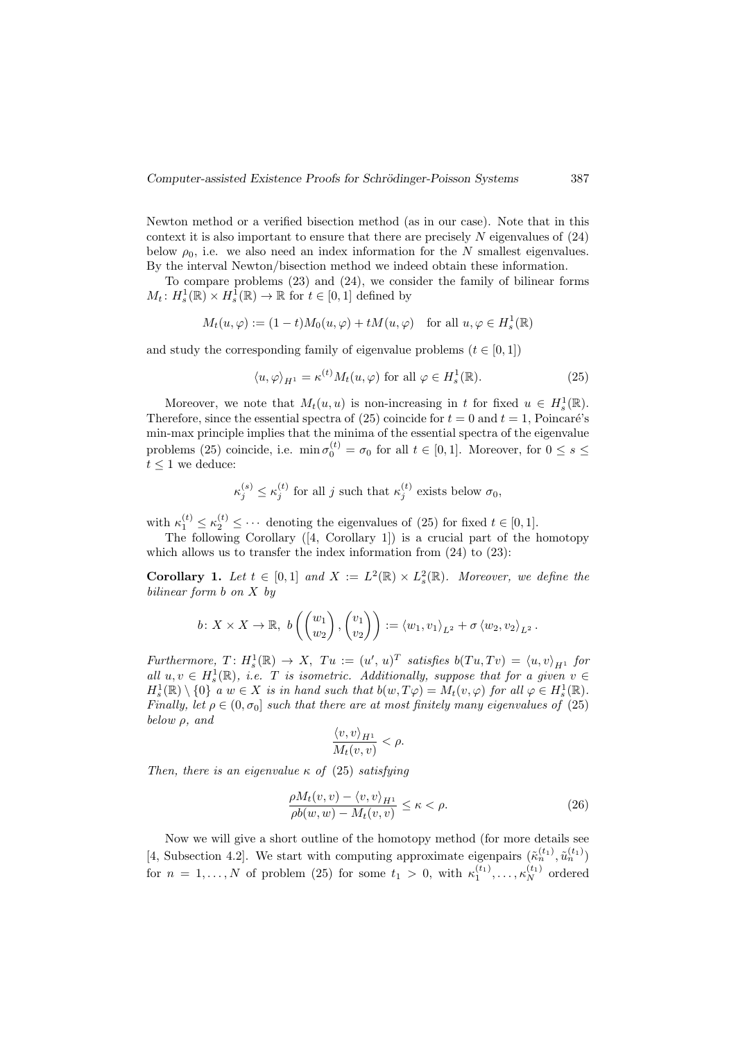Newton method or a verified bisection method (as in our case). Note that in this context it is also important to ensure that there are precisely $N$ eigenvalues of (24) below $\rho_0$, i.e. we also need an index information for the $N$ smallest eigenvalues. By the interval Newton/bisection method we indeed obtain these information.

To compare problems (23) and (24), we consider the family of bilinear forms $M_t \colon H_s^1(\mathbb{R}) \times H_s^1(\mathbb{R}) \to \mathbb{R}$ for $t \in [0,1]$ defined by

$$M_t(u,\varphi) := (1-t)M_0(u,\varphi) + tM(u,\varphi) \quad \text{for all } u,\varphi \in H_s^1(\mathbb{R})$$

and study the corresponding family of eigenvalue problems ($t \in [0,1]$)

$$\langle u, \varphi \rangle_{H^1} = \kappa^{(t)} M_t(u,\varphi) \text{ for all } \varphi \in H_s^1(\mathbb{R}). \tag{25}$$

Moreover, we note that $M_t(u,u)$ is non-increasing in $t$ for fixed $u \in H_s^1(\mathbb{R})$. Therefore, since the essential spectra of (25) coincide for $t = 0$ and $t = 1$, Poincaré's min-max principle implies that the minima of the essential spectra of the eigenvalue problems (25) coincide, i.e. $\min \sigma_0^{(t)} = \sigma_0$ for all $t \in [0,1]$. Moreover, for $0 \le s \le t \le 1$ we deduce:

$$\kappa_j^{(s)} \le \kappa_j^{(t)} \text{ for all } j \text{ such that } \kappa_j^{(t)} \text{ exists below } \sigma_0,$$

with $\kappa_1^{(t)} \le \kappa_2^{(t)} \le \cdots$ denoting the eigenvalues of (25) for fixed $t \in [0,1]$.

The following Corollary ([4, Corollary 1]) is a crucial part of the homotopy which allows us to transfer the index information from (24) to (23):

**Corollary 1.** *Let $t \in [0,1]$ and $X := L^2(\mathbb{R}) \times L_s^2(\mathbb{R})$. Moreover, we define the bilinear form $b$ on $X$ by*

$$b \colon X \times X \to \mathbb{R},\ b\left( \begin{pmatrix} w_1 \\ w_2 \end{pmatrix}, \begin{pmatrix} v_1 \\ v_2 \end{pmatrix} \right) := \langle w_1, v_1 \rangle_{L^2} + \sigma \langle w_2, v_2 \rangle_{L^2}.$$

*Furthermore, $T \colon H_s^1(\mathbb{R}) \to X$, $Tu := (u', u)^T$ satisfies $b(Tu, Tv) = \langle u, v \rangle_{H^1}$ for all $u, v \in H_s^1(\mathbb{R})$, i.e. $T$ is isometric. Additionally, suppose that for a given $v \in H_s^1(\mathbb{R}) \setminus \{0\}$ a $w \in X$ is in hand such that $b(w, T\varphi) = M_t(v,\varphi)$ for all $\varphi \in H_s^1(\mathbb{R})$. Finally, let $\rho \in (0, \sigma_0]$ such that there are at most finitely many eigenvalues of (25) below $\rho$, and*

$$\frac{\langle v, v \rangle_{H^1}}{M_t(v,v)} < \rho.$$

*Then, there is an eigenvalue $\kappa$ of (25) satisfying*

$$\frac{\rho M_t(v,v) - \langle v, v \rangle_{H^1}}{\rho b(w,w) - M_t(v,v)} \le \kappa < \rho. \tag{26}$$

Now we will give a short outline of the homotopy method (for more details see [4, Subsection 4.2]. We start with computing approximate eigenpairs $(\tilde{\kappa}_n^{(t_1)}, \tilde{u}_n^{(t_1)})$ for $n = 1, \ldots, N$ of problem (25) for some $t_1 > 0$, with $\kappa_1^{(t_1)}, \ldots, \kappa_N^{(t_1)}$ ordered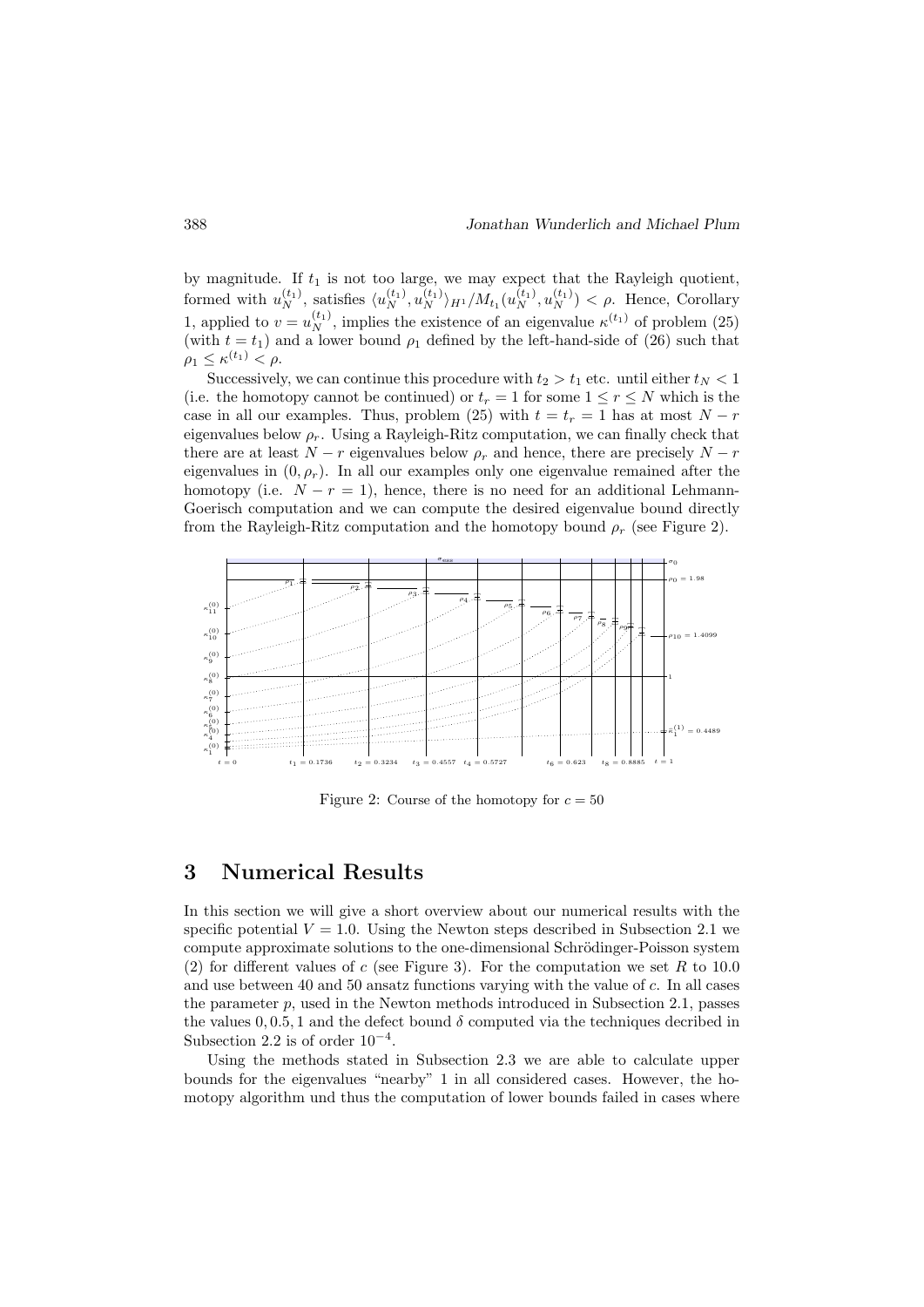by magnitude. If $t_1$ is not too large, we may expect that the Rayleigh quotient, formed with $u_N^{(t_1)}$, satisfies $\langle u_N^{(t_1)}, u_N^{(t_1)} \rangle_{H^1} / M_{t_1}(u_N^{(t_1)}, u_N^{(t_1)}) < \rho$. Hence, Corollary 1, applied to $v = u_N^{(t_1)}$, implies the existence of an eigenvalue $\kappa^{(t_1)}$ of problem (25) (with $t = t_1$) and a lower bound $\rho_1$ defined by the left-hand-side of (26) such that $\rho_1 \leq \kappa^{(t_1)} < \rho$.

Successively, we can continue this procedure with $t_2 > t_1$ etc. until either $t_N < 1$ (i.e. the homotopy cannot be continued) or $t_r = 1$ for some $1 \leq r \leq N$ which is the case in all our examples. Thus, problem (25) with $t = t_r = 1$ has at most $N - r$ eigenvalues below $\rho_r$. Using a Rayleigh-Ritz computation, we can finally check that there are at least $N - r$ eigenvalues below $\rho_r$ and hence, there are precisely $N - r$ eigenvalues in $(0, \rho_r)$. In all our examples only one eigenvalue remained after the homotopy (i.e. $N - r = 1$), hence, there is no need for an additional Lehmann-Goerisch computation and we can compute the desired eigenvalue bound directly from the Rayleigh-Ritz computation and the homotopy bound $\rho_r$ (see Figure 2).

Figure 2: Course of the homotopy for $c = 50$

# 3 Numerical Results

In this section we will give a short overview about our numerical results with the specific potential $V = 1.0$. Using the Newton steps described in Subsection 2.1 we compute approximate solutions to the one-dimensional Schrödinger-Poisson system (2) for different values of $c$ (see Figure 3). For the computation we set $R$ to 10.0 and use between 40 and 50 ansatz functions varying with the value of $c$. In all cases the parameter $p$, used in the Newton methods introduced in Subsection 2.1, passes the values $0, 0.5, 1$ and the defect bound $\delta$ computed via the techniques decribed in Subsection 2.2 is of order $10^{-4}$.

Using the methods stated in Subsection 2.3 we are able to calculate upper bounds for the eigenvalues "nearby" 1 in all considered cases. However, the homotopy algorithm und thus the computation of lower bounds failed in cases where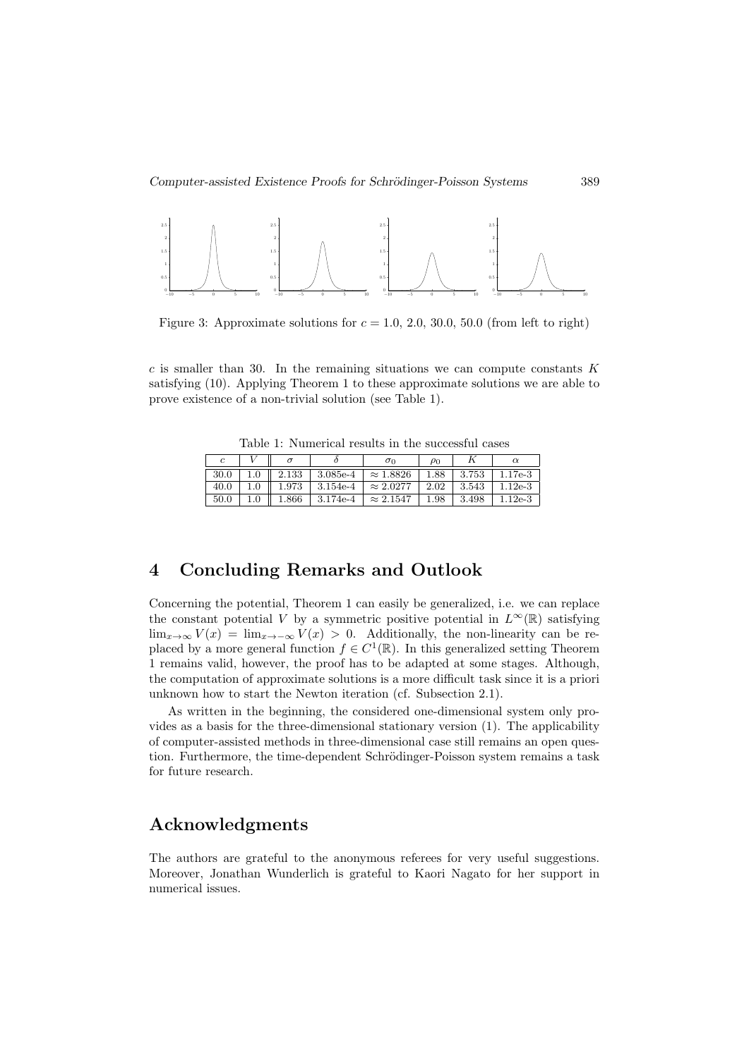Figure 3: Approximate solutions for $c = 1.0,\ 2.0,\ 30.0,\ 50.0$ (from left to right)

$c$ is smaller than 30. In the remaining situations we can compute constants $K$ satisfying (10). Applying Theorem 1 to these approximate solutions we are able to prove existence of a non-trivial solution (see Table 1).

Table 1: Numerical results in the successful cases

| $c$ | $V$ | $\sigma$ | $\delta$ | $\sigma_0$ | $\rho_0$ | $K$ | $\alpha$ |
|---|---|---|---|---|---|---|---|
| 30.0 | 1.0 | 2.133 | 3.085e-4 | $\approx 1.8826$ | 1.88 | 3.753 | 1.17e-3 |
| 40.0 | 1.0 | 1.973 | 3.154e-4 | $\approx 2.0277$ | 2.02 | 3.543 | 1.12e-3 |
| 50.0 | 1.0 | 1.866 | 3.174e-4 | $\approx 2.1547$ | 1.98 | 3.498 | 1.12e-3 |

# 4 Concluding Remarks and Outlook

Concerning the potential, Theorem 1 can easily be generalized, i.e. we can replace the constant potential $V$ by a symmetric positive potential in $L^\infty(\mathbb{R})$ satisfying $\lim_{x\to\infty} V(x) = \lim_{x\to-\infty} V(x) > 0$. Additionally, the non-linearity can be replaced by a more general function $f \in C^1(\mathbb{R})$. In this generalized setting Theorem 1 remains valid, however, the proof has to be adapted at some stages. Although, the computation of approximate solutions is a more difficult task since it is a priori unknown how to start the Newton iteration (cf. Subsection 2.1).

As written in the beginning, the considered one-dimensional system only provides as a basis for the three-dimensional stationary version (1). The applicability of computer-assisted methods in three-dimensional case still remains an open question. Furthermore, the time-dependent Schrödinger-Poisson system remains a task for future research.

# Acknowledgments

The authors are grateful to the anonymous referees for very useful suggestions. Moreover, Jonathan Wunderlich is grateful to Kaori Nagato for her support in numerical issues.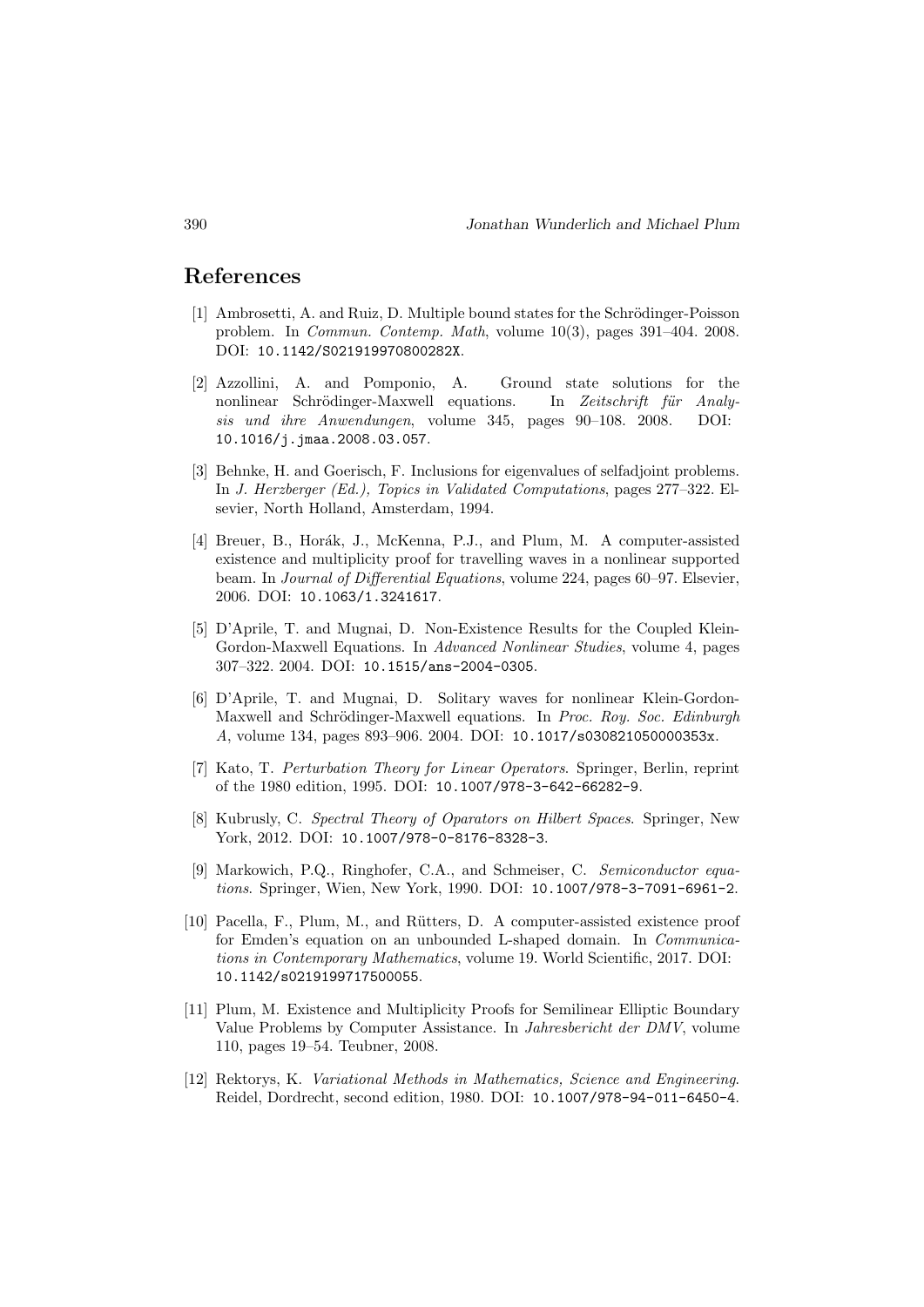## References

[1] Ambrosetti, A. and Ruiz, D. Multiple bound states for the Schrödinger-Poisson problem. In *Commun. Contemp. Math*, volume 10(3), pages 391–404. 2008. DOI: 10.1142/S021919970800282X.

[2] Azzollini, A. and Pomponio, A. Ground state solutions for the nonlinear Schrödinger-Maxwell equations. In *Zeitschrift für Analysis und ihre Anwendungen*, volume 345, pages 90–108. 2008. DOI: 10.1016/j.jmaa.2008.03.057.

[3] Behnke, H. and Goerisch, F. Inclusions for eigenvalues of selfadjoint problems. In *J. Herzberger (Ed.), Topics in Validated Computations*, pages 277–322. Elsevier, North Holland, Amsterdam, 1994.

[4] Breuer, B., Horák, J., McKenna, P.J., and Plum, M. A computer-assisted existence and multiplicity proof for travelling waves in a nonlinear supported beam. In *Journal of Differential Equations*, volume 224, pages 60–97. Elsevier, 2006. DOI: 10.1063/1.3241617.

[5] D'Aprile, T. and Mugnai, D. Non-Existence Results for the Coupled Klein-Gordon-Maxwell Equations. In *Advanced Nonlinear Studies*, volume 4, pages 307–322. 2004. DOI: 10.1515/ans-2004-0305.

[6] D'Aprile, T. and Mugnai, D. Solitary waves for nonlinear Klein-Gordon-Maxwell and Schrödinger-Maxwell equations. In *Proc. Roy. Soc. Edinburgh A*, volume 134, pages 893–906. 2004. DOI: 10.1017/s030821050000353x.

[7] Kato, T. *Perturbation Theory for Linear Operators*. Springer, Berlin, reprint of the 1980 edition, 1995. DOI: 10.1007/978-3-642-66282-9.

[8] Kubrusly, C. *Spectral Theory of Oparators on Hilbert Spaces*. Springer, New York, 2012. DOI: 10.1007/978-0-8176-8328-3.

[9] Markowich, P.Q., Ringhofer, C.A., and Schmeiser, C. *Semiconductor equations*. Springer, Wien, New York, 1990. DOI: 10.1007/978-3-7091-6961-2.

[10] Pacella, F., Plum, M., and Rütters, D. A computer-assisted existence proof for Emden's equation on an unbounded L-shaped domain. In *Communications in Contemporary Mathematics*, volume 19. World Scientific, 2017. DOI: 10.1142/s0219199717500055.

[11] Plum, M. Existence and Multiplicity Proofs for Semilinear Elliptic Boundary Value Problems by Computer Assistance. In *Jahresbericht der DMV*, volume 110, pages 19–54. Teubner, 2008.

[12] Rektorys, K. *Variational Methods in Mathematics, Science and Engineering*. Reidel, Dordrecht, second edition, 1980. DOI: 10.1007/978-94-011-6450-4.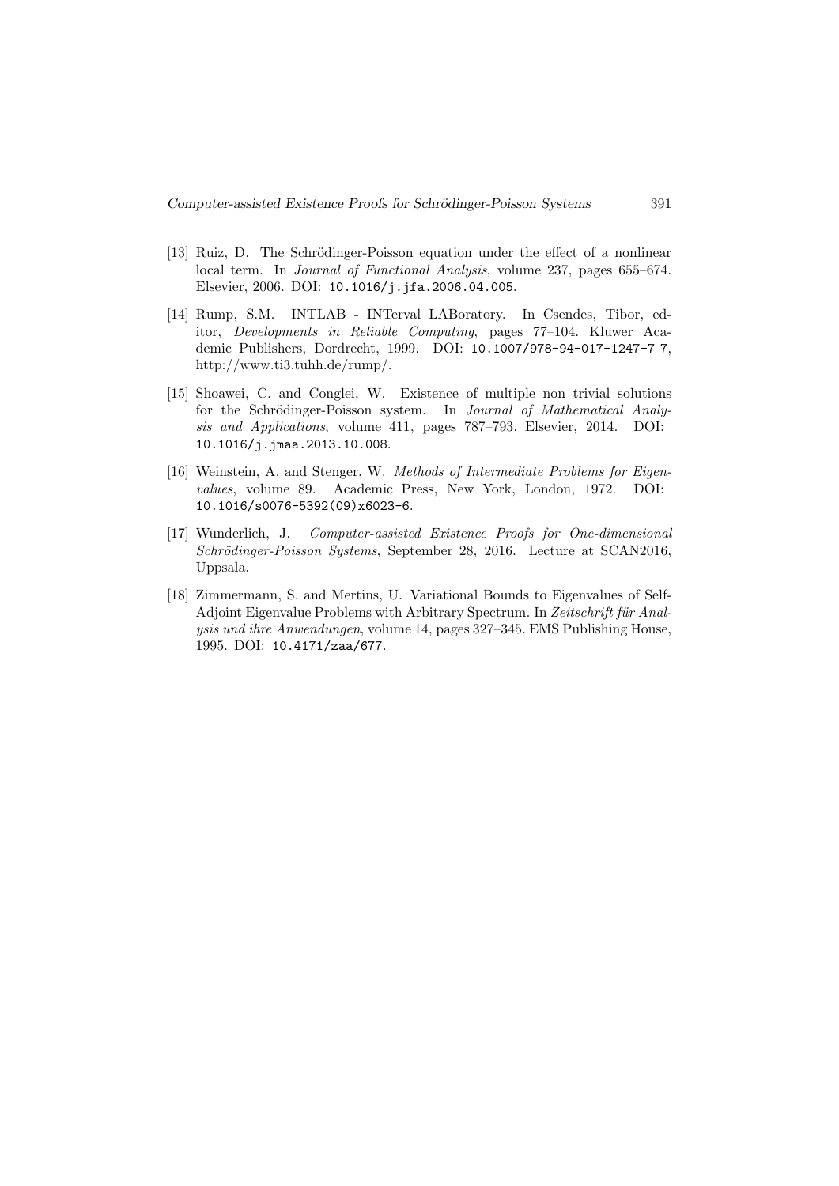[13] Ruiz, D. The Schrödinger-Poisson equation under the effect of a nonlinear local term. In *Journal of Functional Analysis*, volume 237, pages 655–674. Elsevier, 2006. DOI: 10.1016/j.jfa.2006.04.005.

[14] Rump, S.M. INTLAB - INTerval LABoratory. In Csendes, Tibor, editor, *Developments in Reliable Computing*, pages 77–104. Kluwer Academic Publishers, Dordrecht, 1999. DOI: 10.1007/978-94-017-1247-7_7, http://www.ti3.tuhh.de/rump/.

[15] Shoawei, C. and Conglei, W. Existence of multiple non trivial solutions for the Schrödinger-Poisson system. In *Journal of Mathematical Analysis and Applications*, volume 411, pages 787–793. Elsevier, 2014. DOI: 10.1016/j.jmaa.2013.10.008.

[16] Weinstein, A. and Stenger, W. *Methods of Intermediate Problems for Eigenvalues*, volume 89. Academic Press, New York, London, 1972. DOI: 10.1016/s0076-5392(09)x6023-6.

[17] Wunderlich, J. *Computer-assisted Existence Proofs for One-dimensional Schrödinger-Poisson Systems*, September 28, 2016. Lecture at SCAN2016, Uppsala.

[18] Zimmermann, S. and Mertins, U. Variational Bounds to Eigenvalues of Self-Adjoint Eigenvalue Problems with Arbitrary Spectrum. In *Zeitschrift für Analysis und ihre Anwendungen*, volume 14, pages 327–345. EMS Publishing House, 1995. DOI: 10.4171/zaa/677.